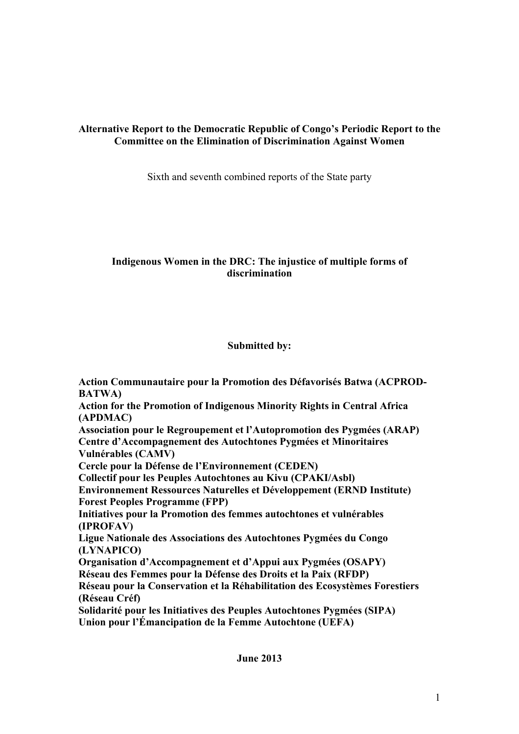# Alternative Report to the Democratic Republic of Congo's Periodic Report to the Committee on the Elimination of Discrimination Against Women

Sixth and seventh combined reports of the State party

## Indigenous Women in the DRC: The injustice of multiple forms of discrimination

**Submitted by:**

**Action Communautaire pour la Promotion des Défavorisés Batwa (ACPROD-BATWA)**
**Action for the Promotion of Indigenous Minority Rights in Central Africa (APDMAC)**
**Association pour le Regroupement et l'Autopromotion des Pygmées (ARAP)**
**Centre d'Accompagnement des Autochtones Pygmées et Minoritaires Vulnérables (CAMV)**
**Cercle pour la Défense de l'Environnement (CEDEN)**
**Collectif pour les Peuples Autochtones au Kivu (CPAKI/Asbl)**
**Environnement Ressources Naturelles et Développement (ERND Institute)**
**Forest Peoples Programme (FPP)**
**Initiatives pour la Promotion des femmes autochtones et vulnérables (IPROFAV)**
**Ligue Nationale des Associations des Autochtones Pygmées du Congo (LYNAPICO)**
**Organisation d'Accompagnement et d'Appui aux Pygmées (OSAPY)**
**Réseau des Femmes pour la Défense des Droits et la Paix (RFDP)**
**Réseau pour la Conservation et la Réhabilitation des Ecosystèmes Forestiers (Réseau Créf)**
**Solidarité pour les Initiatives des Peuples Autochtones Pygmées (SIPA)**
**Union pour l'Émancipation de la Femme Autochtone (UEFA)**

**June 2013**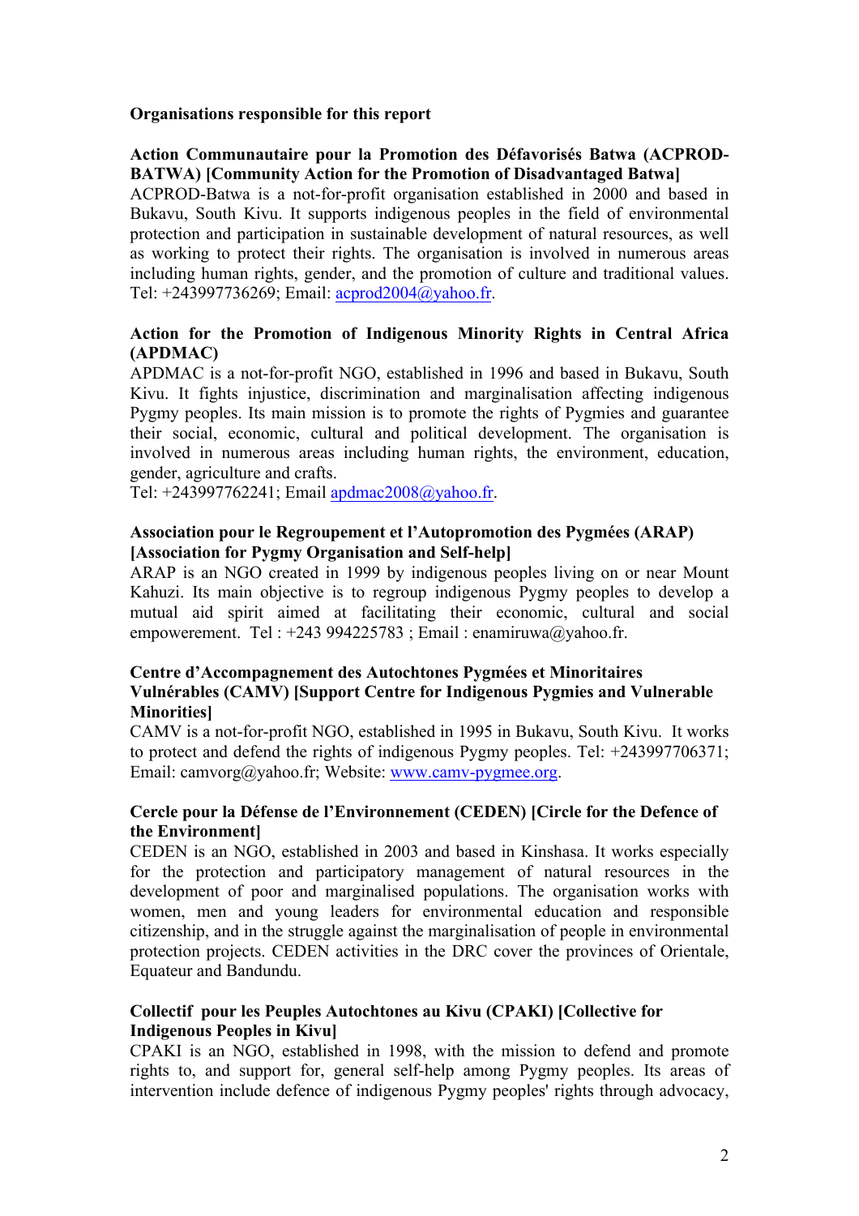**Organisations responsible for this report**

**Action Communautaire pour la Promotion des Défavorisés Batwa (ACPROD-BATWA) [Community Action for the Promotion of Disadvantaged Batwa]**
ACPROD-Batwa is a not-for-profit organisation established in 2000 and based in Bukavu, South Kivu. It supports indigenous peoples in the field of environmental protection and participation in sustainable development of natural resources, as well as working to protect their rights. The organisation is involved in numerous areas including human rights, gender, and the promotion of culture and traditional values. Tel: +243997736269; Email: acprod2004@yahoo.fr.

**Action for the Promotion of Indigenous Minority Rights in Central Africa (APDMAC)**
APDMAC is a not-for-profit NGO, established in 1996 and based in Bukavu, South Kivu. It fights injustice, discrimination and marginalisation affecting indigenous Pygmy peoples. Its main mission is to promote the rights of Pygmies and guarantee their social, economic, cultural and political development. The organisation is involved in numerous areas including human rights, the environment, education, gender, agriculture and crafts.
Tel: +243997762241; Email apdmac2008@yahoo.fr.

**Association pour le Regroupement et l'Autopromotion des Pygmées (ARAP) [Association for Pygmy Organisation and Self-help]**
ARAP is an NGO created in 1999 by indigenous peoples living on or near Mount Kahuzi. Its main objective is to regroup indigenous Pygmy peoples to develop a mutual aid spirit aimed at facilitating their economic, cultural and social empowerement. Tel : +243 994225783 ; Email : enamiruwa@yahoo.fr.

**Centre d'Accompagnement des Autochtones Pygmées et Minoritaires Vulnérables (CAMV) [Support Centre for Indigenous Pygmies and Vulnerable Minorities]**
CAMV is a not-for-profit NGO, established in 1995 in Bukavu, South Kivu. It works to protect and defend the rights of indigenous Pygmy peoples. Tel: +243997706371; Email: camvorg@yahoo.fr; Website: www.camv-pygmee.org.

**Cercle pour la Défense de l'Environnement (CEDEN) [Circle for the Defence of the Environment]**
CEDEN is an NGO, established in 2003 and based in Kinshasa. It works especially for the protection and participatory management of natural resources in the development of poor and marginalised populations. The organisation works with women, men and young leaders for environmental education and responsible citizenship, and in the struggle against the marginalisation of people in environmental protection projects. CEDEN activities in the DRC cover the provinces of Orientale, Equateur and Bandundu.

**Collectif pour les Peuples Autochtones au Kivu (CPAKI) [Collective for Indigenous Peoples in Kivu]**
CPAKI is an NGO, established in 1998, with the mission to defend and promote rights to, and support for, general self-help among Pygmy peoples. Its areas of intervention include defence of indigenous Pygmy peoples' rights through advocacy,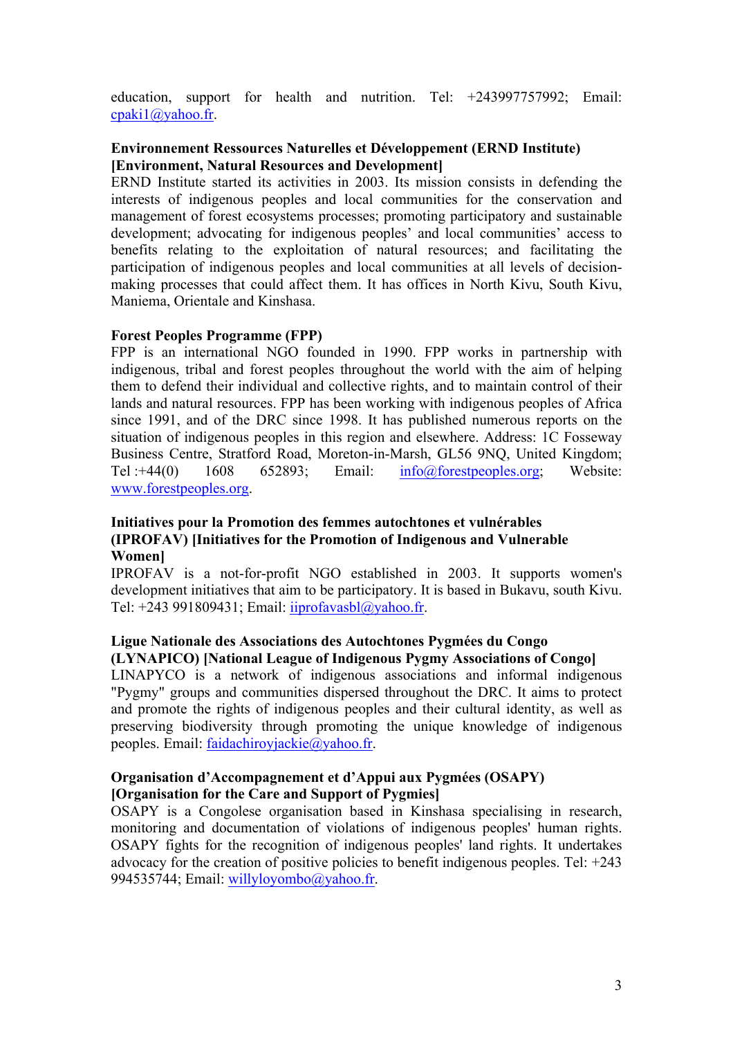education, support for health and nutrition. Tel: +243997757992; Email: cpaki1@yahoo.fr.

**Environnement Ressources Naturelles et Développement (ERND Institute) [Environment, Natural Resources and Development]**

ERND Institute started its activities in 2003. Its mission consists in defending the interests of indigenous peoples and local communities for the conservation and management of forest ecosystems processes; promoting participatory and sustainable development; advocating for indigenous peoples' and local communities' access to benefits relating to the exploitation of natural resources; and facilitating the participation of indigenous peoples and local communities at all levels of decision-making processes that could affect them. It has offices in North Kivu, South Kivu, Maniema, Orientale and Kinshasa.

**Forest Peoples Programme (FPP)**

FPP is an international NGO founded in 1990. FPP works in partnership with indigenous, tribal and forest peoples throughout the world with the aim of helping them to defend their individual and collective rights, and to maintain control of their lands and natural resources. FPP has been working with indigenous peoples of Africa since 1991, and of the DRC since 1998. It has published numerous reports on the situation of indigenous peoples in this region and elsewhere. Address: 1C Fosseway Business Centre, Stratford Road, Moreton-in-Marsh, GL56 9NQ, United Kingdom; Tel :+44(0) 1608 652893; Email: info@forestpeoples.org; Website: www.forestpeoples.org.

**Initiatives pour la Promotion des femmes autochtones et vulnérables (IPROFAV) [Initiatives for the Promotion of Indigenous and Vulnerable Women]**

IPROFAV is a not-for-profit NGO established in 2003. It supports women's development initiatives that aim to be participatory. It is based in Bukavu, south Kivu. Tel: +243 991809431; Email: iiprofavasbl@yahoo.fr.

**Ligue Nationale des Associations des Autochtones Pygmées du Congo (LYNAPICO) [National League of Indigenous Pygmy Associations of Congo]**

LINAPYCO is a network of indigenous associations and informal indigenous "Pygmy" groups and communities dispersed throughout the DRC. It aims to protect and promote the rights of indigenous peoples and their cultural identity, as well as preserving biodiversity through promoting the unique knowledge of indigenous peoples. Email: faidachiroyjackie@yahoo.fr.

**Organisation d'Accompagnement et d'Appui aux Pygmées (OSAPY) [Organisation for the Care and Support of Pygmies]**

OSAPY is a Congolese organisation based in Kinshasa specialising in research, monitoring and documentation of violations of indigenous peoples' human rights. OSAPY fights for the recognition of indigenous peoples' land rights. It undertakes advocacy for the creation of positive policies to benefit indigenous peoples. Tel: +243 994535744; Email: willyloyombo@yahoo.fr.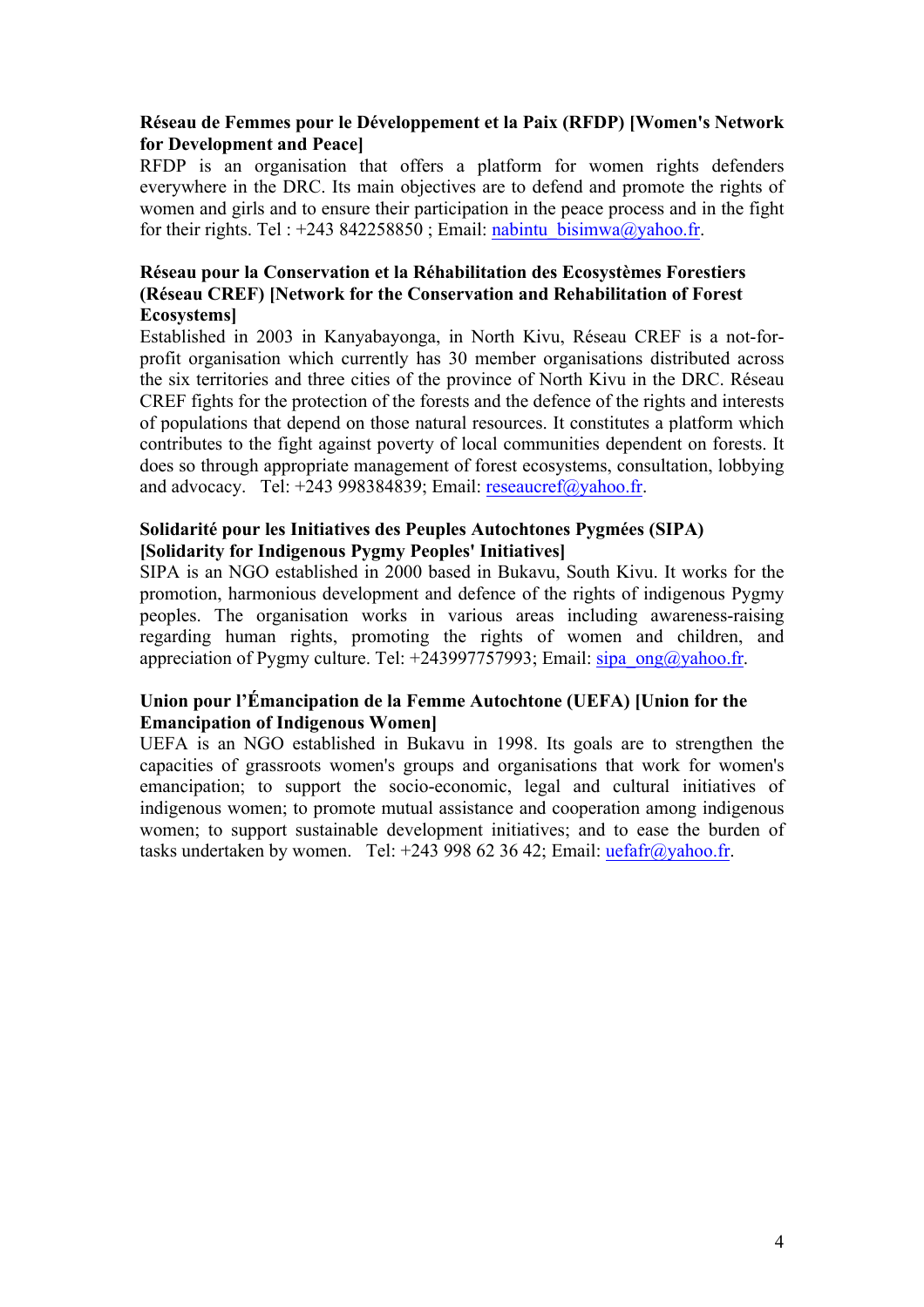**Réseau de Femmes pour le Développement et la Paix (RFDP) [Women's Network for Development and Peace]**

RFDP is an organisation that offers a platform for women rights defenders everywhere in the DRC. Its main objectives are to defend and promote the rights of women and girls and to ensure their participation in the peace process and in the fight for their rights. Tel : +243 842258850 ; Email: nabintu_bisimwa@yahoo.fr.

**Réseau pour la Conservation et la Réhabilitation des Ecosystèmes Forestiers (Réseau CREF) [Network for the Conservation and Rehabilitation of Forest Ecosystems]**

Established in 2003 in Kanyabayonga, in North Kivu, Réseau CREF is a not-for-profit organisation which currently has 30 member organisations distributed across the six territories and three cities of the province of North Kivu in the DRC. Réseau CREF fights for the protection of the forests and the defence of the rights and interests of populations that depend on those natural resources. It constitutes a platform which contributes to the fight against poverty of local communities dependent on forests. It does so through appropriate management of forest ecosystems, consultation, lobbying and advocacy. Tel: +243 998384839; Email: reseaucref@yahoo.fr.

**Solidarité pour les Initiatives des Peuples Autochtones Pygmées (SIPA) [Solidarity for Indigenous Pygmy Peoples' Initiatives]**

SIPA is an NGO established in 2000 based in Bukavu, South Kivu. It works for the promotion, harmonious development and defence of the rights of indigenous Pygmy peoples. The organisation works in various areas including awareness-raising regarding human rights, promoting the rights of women and children, and appreciation of Pygmy culture. Tel: +243997757993; Email: sipa_ong@yahoo.fr.

**Union pour l'Émancipation de la Femme Autochtone (UEFA) [Union for the Emancipation of Indigenous Women]**

UEFA is an NGO established in Bukavu in 1998. Its goals are to strengthen the capacities of grassroots women's groups and organisations that work for women's emancipation; to support the socio-economic, legal and cultural initiatives of indigenous women; to promote mutual assistance and cooperation among indigenous women; to support sustainable development initiatives; and to ease the burden of tasks undertaken by women. Tel: +243 998 62 36 42; Email: uefafr@yahoo.fr.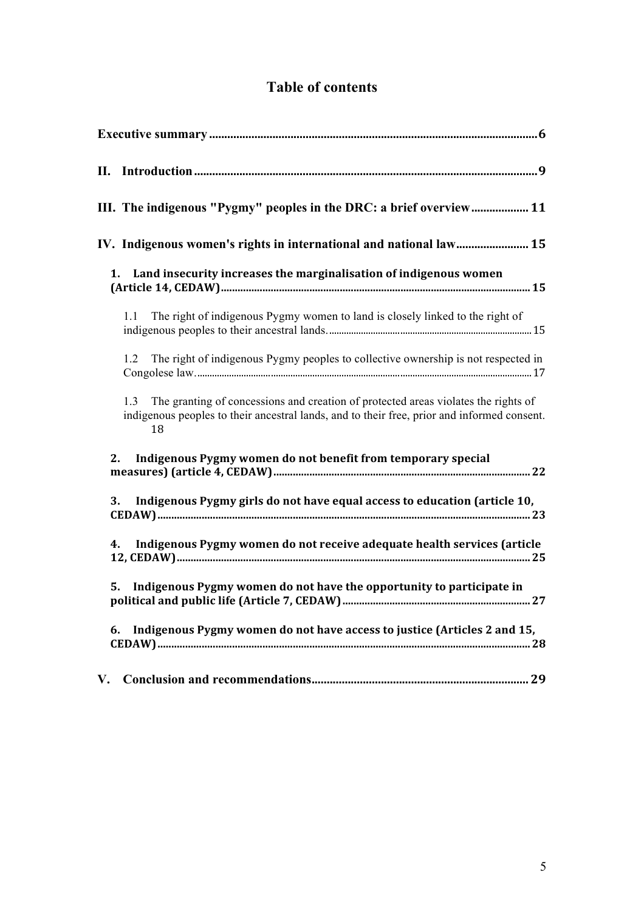# Table of contents

**Executive summary** ............................................................ **6**

**II. Introduction** ............................................................ **9**

**III. The indigenous "Pygmy" peoples in the DRC: a brief overview** ............................................................ **11**

**IV. Indigenous women's rights in international and national law** ............................................................ **15**

- **1. Land insecurity increases the marginalisation of indigenous women (Article 14, CEDAW)** ............................................................ **15**
  - 1.1 The right of indigenous Pygmy women to land is closely linked to the right of indigenous peoples to their ancestral lands. ............................................................ 15
  - 1.2 The right of indigenous Pygmy peoples to collective ownership is not respected in Congolese law. ............................................................ 17
  - 1.3 The granting of concessions and creation of protected areas violates the rights of indigenous peoples to their ancestral lands, and to their free, prior and informed consent. 18
- **2. Indigenous Pygmy women do not benefit from temporary special measures) (article 4, CEDAW)** ............................................................ **22**
- **3. Indigenous Pygmy girls do not have equal access to education (article 10, CEDAW)** ............................................................ **23**
- **4. Indigenous Pygmy women do not receive adequate health services (article 12, CEDAW)** ............................................................ **25**
- **5. Indigenous Pygmy women do not have the opportunity to participate in political and public life (Article 7, CEDAW)** ............................................................ **27**
- **6. Indigenous Pygmy women do not have access to justice (Articles 2 and 15, CEDAW)** ............................................................ **28**

**V. Conclusion and recommendations** ............................................................ **29**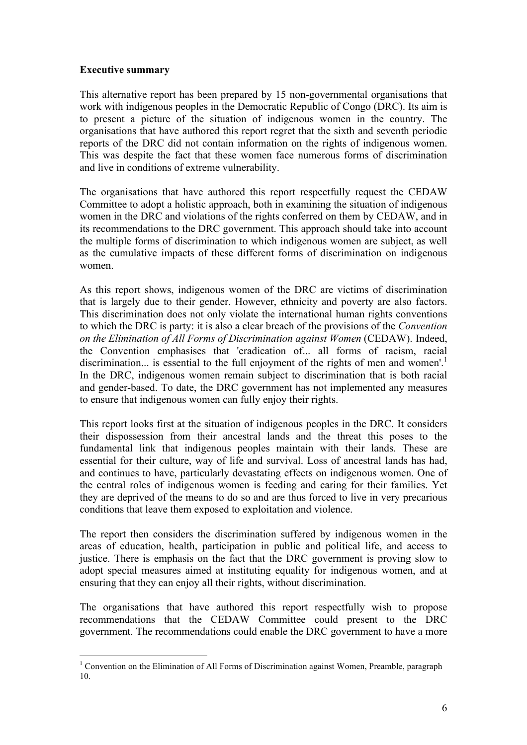**Executive summary**

This alternative report has been prepared by 15 non-governmental organisations that work with indigenous peoples in the Democratic Republic of Congo (DRC). Its aim is to present a picture of the situation of indigenous women in the country. The organisations that have authored this report regret that the sixth and seventh periodic reports of the DRC did not contain information on the rights of indigenous women. This was despite the fact that these women face numerous forms of discrimination and live in conditions of extreme vulnerability.

The organisations that have authored this report respectfully request the CEDAW Committee to adopt a holistic approach, both in examining the situation of indigenous women in the DRC and violations of the rights conferred on them by CEDAW, and in its recommendations to the DRC government. This approach should take into account the multiple forms of discrimination to which indigenous women are subject, as well as the cumulative impacts of these different forms of discrimination on indigenous women.

As this report shows, indigenous women of the DRC are victims of discrimination that is largely due to their gender. However, ethnicity and poverty are also factors. This discrimination does not only violate the international human rights conventions to which the DRC is party: it is also a clear breach of the provisions of the *Convention on the Elimination of All Forms of Discrimination against Women* (CEDAW). Indeed, the Convention emphasises that 'eradication of... all forms of racism, racial discrimination... is essential to the full enjoyment of the rights of men and women'.[1] In the DRC, indigenous women remain subject to discrimination that is both racial and gender-based. To date, the DRC government has not implemented any measures to ensure that indigenous women can fully enjoy their rights.

This report looks first at the situation of indigenous peoples in the DRC. It considers their dispossession from their ancestral lands and the threat this poses to the fundamental link that indigenous peoples maintain with their lands. These are essential for their culture, way of life and survival. Loss of ancestral lands has had, and continues to have, particularly devastating effects on indigenous women. One of the central roles of indigenous women is feeding and caring for their families. Yet they are deprived of the means to do so and are thus forced to live in very precarious conditions that leave them exposed to exploitation and violence.

The report then considers the discrimination suffered by indigenous women in the areas of education, health, participation in public and political life, and access to justice. There is emphasis on the fact that the DRC government is proving slow to adopt special measures aimed at instituting equality for indigenous women, and at ensuring that they can enjoy all their rights, without discrimination.

The organisations that have authored this report respectfully wish to propose recommendations that the CEDAW Committee could present to the DRC government. The recommendations could enable the DRC government to have a more

[1] Convention on the Elimination of All Forms of Discrimination against Women, Preamble, paragraph 10.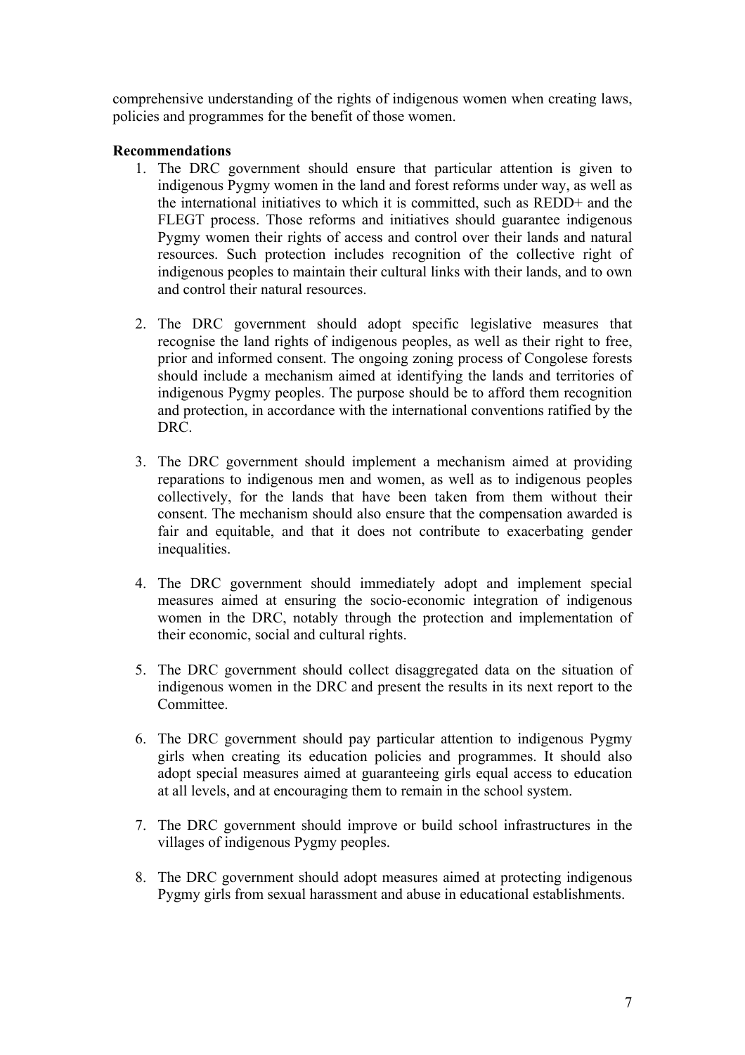comprehensive understanding of the rights of indigenous women when creating laws, policies and programmes for the benefit of those women.

**Recommendations**

1. The DRC government should ensure that particular attention is given to indigenous Pygmy women in the land and forest reforms under way, as well as the international initiatives to which it is committed, such as REDD+ and the FLEGT process. Those reforms and initiatives should guarantee indigenous Pygmy women their rights of access and control over their lands and natural resources. Such protection includes recognition of the collective right of indigenous peoples to maintain their cultural links with their lands, and to own and control their natural resources.

2. The DRC government should adopt specific legislative measures that recognise the land rights of indigenous peoples, as well as their right to free, prior and informed consent. The ongoing zoning process of Congolese forests should include a mechanism aimed at identifying the lands and territories of indigenous Pygmy peoples. The purpose should be to afford them recognition and protection, in accordance with the international conventions ratified by the DRC.

3. The DRC government should implement a mechanism aimed at providing reparations to indigenous men and women, as well as to indigenous peoples collectively, for the lands that have been taken from them without their consent. The mechanism should also ensure that the compensation awarded is fair and equitable, and that it does not contribute to exacerbating gender inequalities.

4. The DRC government should immediately adopt and implement special measures aimed at ensuring the socio-economic integration of indigenous women in the DRC, notably through the protection and implementation of their economic, social and cultural rights.

5. The DRC government should collect disaggregated data on the situation of indigenous women in the DRC and present the results in its next report to the Committee.

6. The DRC government should pay particular attention to indigenous Pygmy girls when creating its education policies and programmes. It should also adopt special measures aimed at guaranteeing girls equal access to education at all levels, and at encouraging them to remain in the school system.

7. The DRC government should improve or build school infrastructures in the villages of indigenous Pygmy peoples.

8. The DRC government should adopt measures aimed at protecting indigenous Pygmy girls from sexual harassment and abuse in educational establishments.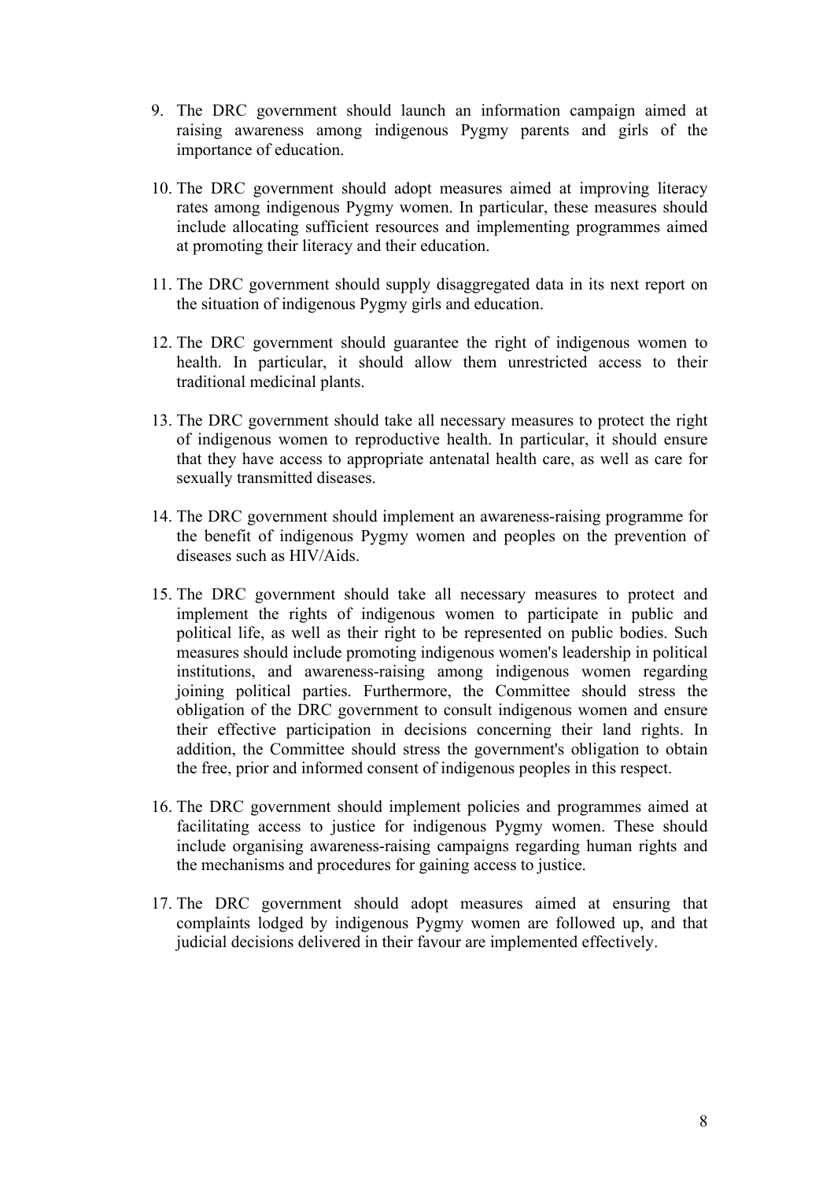9. The DRC government should launch an information campaign aimed at raising awareness among indigenous Pygmy parents and girls of the importance of education.

10. The DRC government should adopt measures aimed at improving literacy rates among indigenous Pygmy women. In particular, these measures should include allocating sufficient resources and implementing programmes aimed at promoting their literacy and their education.

11. The DRC government should supply disaggregated data in its next report on the situation of indigenous Pygmy girls and education.

12. The DRC government should guarantee the right of indigenous women to health. In particular, it should allow them unrestricted access to their traditional medicinal plants.

13. The DRC government should take all necessary measures to protect the right of indigenous women to reproductive health. In particular, it should ensure that they have access to appropriate antenatal health care, as well as care for sexually transmitted diseases.

14. The DRC government should implement an awareness-raising programme for the benefit of indigenous Pygmy women and peoples on the prevention of diseases such as HIV/Aids.

15. The DRC government should take all necessary measures to protect and implement the rights of indigenous women to participate in public and political life, as well as their right to be represented on public bodies. Such measures should include promoting indigenous women's leadership in political institutions, and awareness-raising among indigenous women regarding joining political parties. Furthermore, the Committee should stress the obligation of the DRC government to consult indigenous women and ensure their effective participation in decisions concerning their land rights. In addition, the Committee should stress the government's obligation to obtain the free, prior and informed consent of indigenous peoples in this respect.

16. The DRC government should implement policies and programmes aimed at facilitating access to justice for indigenous Pygmy women. These should include organising awareness-raising campaigns regarding human rights and the mechanisms and procedures for gaining access to justice.

17. The DRC government should adopt measures aimed at ensuring that complaints lodged by indigenous Pygmy women are followed up, and that judicial decisions delivered in their favour are implemented effectively.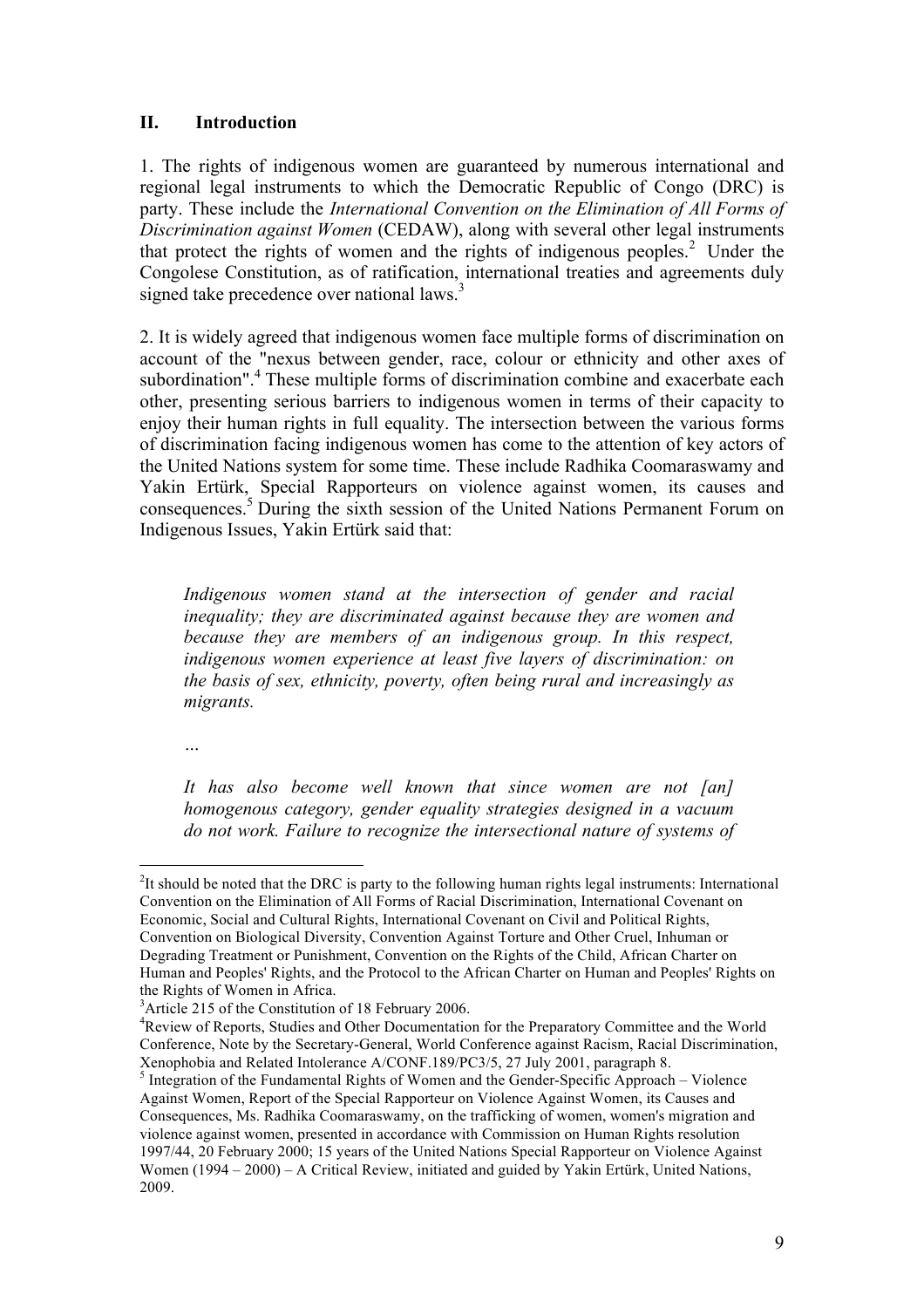## II. Introduction

1. The rights of indigenous women are guaranteed by numerous international and regional legal instruments to which the Democratic Republic of Congo (DRC) is party. These include the *International Convention on the Elimination of All Forms of Discrimination against Women* (CEDAW), along with several other legal instruments that protect the rights of women and the rights of indigenous peoples.[2] Under the Congolese Constitution, as of ratification, international treaties and agreements duly signed take precedence over national laws.[3]

2. It is widely agreed that indigenous women face multiple forms of discrimination on account of the "nexus between gender, race, colour or ethnicity and other axes of subordination".[4] These multiple forms of discrimination combine and exacerbate each other, presenting serious barriers to indigenous women in terms of their capacity to enjoy their human rights in full equality. The intersection between the various forms of discrimination facing indigenous women has come to the attention of key actors of the United Nations system for some time. These include Radhika Coomaraswamy and Yakin Ertürk, Special Rapporteurs on violence against women, its causes and consequences.[5] During the sixth session of the United Nations Permanent Forum on Indigenous Issues, Yakin Ertürk said that:

> *Indigenous women stand at the intersection of gender and racial inequality; they are discriminated against because they are women and because they are members of an indigenous group. In this respect, indigenous women experience at least five layers of discrimination: on the basis of sex, ethnicity, poverty, often being rural and increasingly as migrants.*
>
> …
>
> *It has also become well known that since women are not [an] homogenous category, gender equality strategies designed in a vacuum do not work. Failure to recognize the intersectional nature of systems of*

---

[2] It should be noted that the DRC is party to the following human rights legal instruments: International Convention on the Elimination of All Forms of Racial Discrimination, International Covenant on Economic, Social and Cultural Rights, International Covenant on Civil and Political Rights, Convention on Biological Diversity, Convention Against Torture and Other Cruel, Inhuman or Degrading Treatment or Punishment, Convention on the Rights of the Child, African Charter on Human and Peoples' Rights, and the Protocol to the African Charter on Human and Peoples' Rights on the Rights of Women in Africa.

[3] Article 215 of the Constitution of 18 February 2006.

[4] Review of Reports, Studies and Other Documentation for the Preparatory Committee and the World Conference, Note by the Secretary-General, World Conference against Racism, Racial Discrimination, Xenophobia and Related Intolerance A/CONF.189/PC3/5, 27 July 2001, paragraph 8.

[5] Integration of the Fundamental Rights of Women and the Gender-Specific Approach – Violence Against Women, Report of the Special Rapporteur on Violence Against Women, its Causes and Consequences, Ms. Radhika Coomaraswamy, on the trafficking of women, women's migration and violence against women, presented in accordance with Commission on Human Rights resolution 1997/44, 20 February 2000; 15 years of the United Nations Special Rapporteur on Violence Against Women (1994 – 2000) – A Critical Review, initiated and guided by Yakin Ertürk, United Nations, 2009.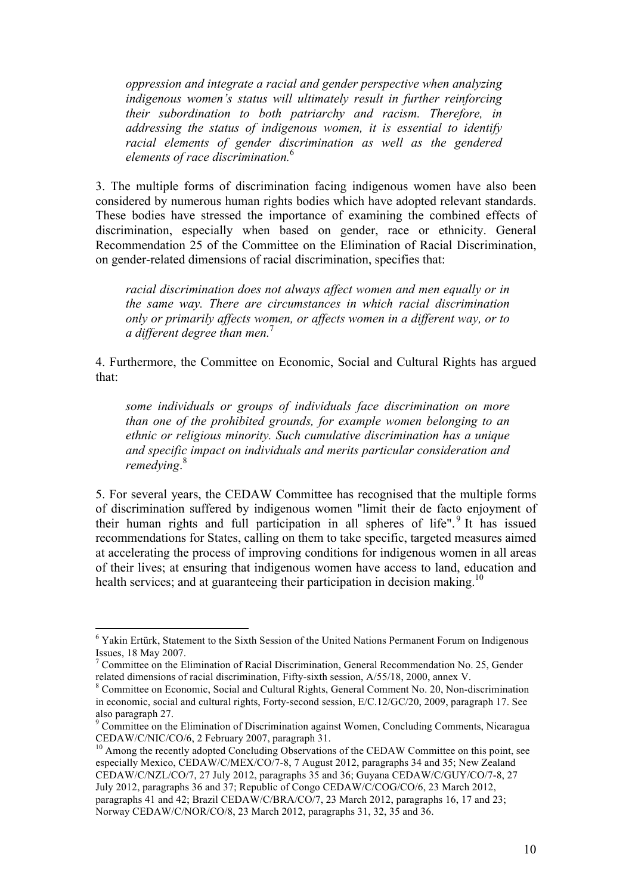*oppression and integrate a racial and gender perspective when analyzing indigenous women's status will ultimately result in further reinforcing their subordination to both patriarchy and racism. Therefore, in addressing the status of indigenous women, it is essential to identify racial elements of gender discrimination as well as the gendered elements of race discrimination.*[6]

3. The multiple forms of discrimination facing indigenous women have also been considered by numerous human rights bodies which have adopted relevant standards. These bodies have stressed the importance of examining the combined effects of discrimination, especially when based on gender, race or ethnicity. General Recommendation 25 of the Committee on the Elimination of Racial Discrimination, on gender-related dimensions of racial discrimination, specifies that:

> *racial discrimination does not always affect women and men equally or in the same way. There are circumstances in which racial discrimination only or primarily affects women, or affects women in a different way, or to a different degree than men.*[7]

4. Furthermore, the Committee on Economic, Social and Cultural Rights has argued that:

> *some individuals or groups of individuals face discrimination on more than one of the prohibited grounds, for example women belonging to an ethnic or religious minority. Such cumulative discrimination has a unique and specific impact on individuals and merits particular consideration and remedying*.[8]

5. For several years, the CEDAW Committee has recognised that the multiple forms of discrimination suffered by indigenous women "limit their de facto enjoyment of their human rights and full participation in all spheres of life".[9] It has issued recommendations for States, calling on them to take specific, targeted measures aimed at accelerating the process of improving conditions for indigenous women in all areas of their lives; at ensuring that indigenous women have access to land, education and health services; and at guaranteeing their participation in decision making.[10]

---

[6] Yakin Ertürk, Statement to the Sixth Session of the United Nations Permanent Forum on Indigenous Issues, 18 May 2007.

[7] Committee on the Elimination of Racial Discrimination, General Recommendation No. 25, Gender related dimensions of racial discrimination, Fifty-sixth session, A/55/18, 2000, annex V.

[8] Committee on Economic, Social and Cultural Rights, General Comment No. 20, Non-discrimination in economic, social and cultural rights, Forty-second session, E/C.12/GC/20, 2009, paragraph 17. See also paragraph 27.

[9] Committee on the Elimination of Discrimination against Women, Concluding Comments, Nicaragua CEDAW/C/NIC/CO/6, 2 February 2007, paragraph 31.

[10] Among the recently adopted Concluding Observations of the CEDAW Committee on this point, see especially Mexico, CEDAW/C/MEX/CO/7-8, 7 August 2012, paragraphs 34 and 35; New Zealand CEDAW/C/NZL/CO/7, 27 July 2012, paragraphs 35 and 36; Guyana CEDAW/C/GUY/CO/7-8, 27 July 2012, paragraphs 36 and 37; Republic of Congo CEDAW/C/COG/CO/6, 23 March 2012, paragraphs 41 and 42; Brazil CEDAW/C/BRA/CO/7, 23 March 2012, paragraphs 16, 17 and 23; Norway CEDAW/C/NOR/CO/8, 23 March 2012, paragraphs 31, 32, 35 and 36.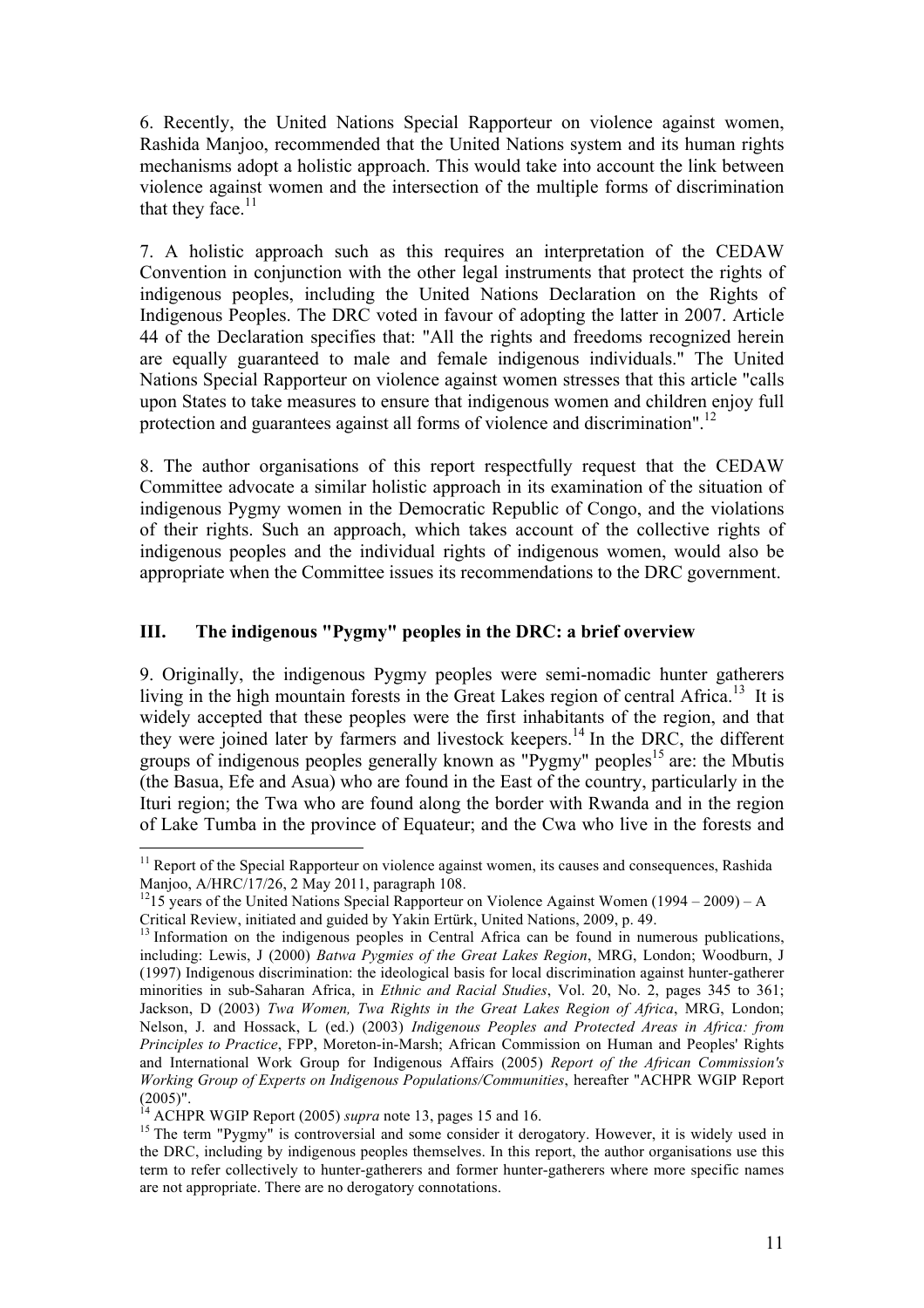6. Recently, the United Nations Special Rapporteur on violence against women, Rashida Manjoo, recommended that the United Nations system and its human rights mechanisms adopt a holistic approach. This would take into account the link between violence against women and the intersection of the multiple forms of discrimination that they face.[11]

7. A holistic approach such as this requires an interpretation of the CEDAW Convention in conjunction with the other legal instruments that protect the rights of indigenous peoples, including the United Nations Declaration on the Rights of Indigenous Peoples. The DRC voted in favour of adopting the latter in 2007. Article 44 of the Declaration specifies that: "All the rights and freedoms recognized herein are equally guaranteed to male and female indigenous individuals." The United Nations Special Rapporteur on violence against women stresses that this article "calls upon States to take measures to ensure that indigenous women and children enjoy full protection and guarantees against all forms of violence and discrimination".[12]

8. The author organisations of this report respectfully request that the CEDAW Committee advocate a similar holistic approach in its examination of the situation of indigenous Pygmy women in the Democratic Republic of Congo, and the violations of their rights. Such an approach, which takes account of the collective rights of indigenous peoples and the individual rights of indigenous women, would also be appropriate when the Committee issues its recommendations to the DRC government.

## III. The indigenous "Pygmy" peoples in the DRC: a brief overview

9. Originally, the indigenous Pygmy peoples were semi-nomadic hunter gatherers living in the high mountain forests in the Great Lakes region of central Africa.[13] It is widely accepted that these peoples were the first inhabitants of the region, and that they were joined later by farmers and livestock keepers.[14] In the DRC, the different groups of indigenous peoples generally known as "Pygmy" peoples[15] are: the Mbutis (the Basua, Efe and Asua) who are found in the East of the country, particularly in the Ituri region; the Twa who are found along the border with Rwanda and in the region of Lake Tumba in the province of Equateur; and the Cwa who live in the forests and

---

[11] Report of the Special Rapporteur on violence against women, its causes and consequences, Rashida Manjoo, A/HRC/17/26, 2 May 2011, paragraph 108.

[12] 15 years of the United Nations Special Rapporteur on Violence Against Women (1994 – 2009) – A Critical Review, initiated and guided by Yakin Ertürk, United Nations, 2009, p. 49.

[13] Information on the indigenous peoples in Central Africa can be found in numerous publications, including: Lewis, J (2000) *Batwa Pygmies of the Great Lakes Region*, MRG, London; Woodburn, J (1997) Indigenous discrimination: the ideological basis for local discrimination against hunter-gatherer minorities in sub-Saharan Africa, in *Ethnic and Racial Studies*, Vol. 20, No. 2, pages 345 to 361; Jackson, D (2003) *Twa Women, Twa Rights in the Great Lakes Region of Africa*, MRG, London; Nelson, J. and Hossack, L (ed.) (2003) *Indigenous Peoples and Protected Areas in Africa: from Principles to Practice*, FPP, Moreton-in-Marsh; African Commission on Human and Peoples' Rights and International Work Group for Indigenous Affairs (2005) *Report of the African Commission's Working Group of Experts on Indigenous Populations/Communities*, hereafter "ACHPR WGIP Report (2005)".

[14] ACHPR WGIP Report (2005) *supra* note 13, pages 15 and 16.

[15] The term "Pygmy" is controversial and some consider it derogatory. However, it is widely used in the DRC, including by indigenous peoples themselves. In this report, the author organisations use this term to refer collectively to hunter-gatherers and former hunter-gatherers where more specific names are not appropriate. There are no derogatory connotations.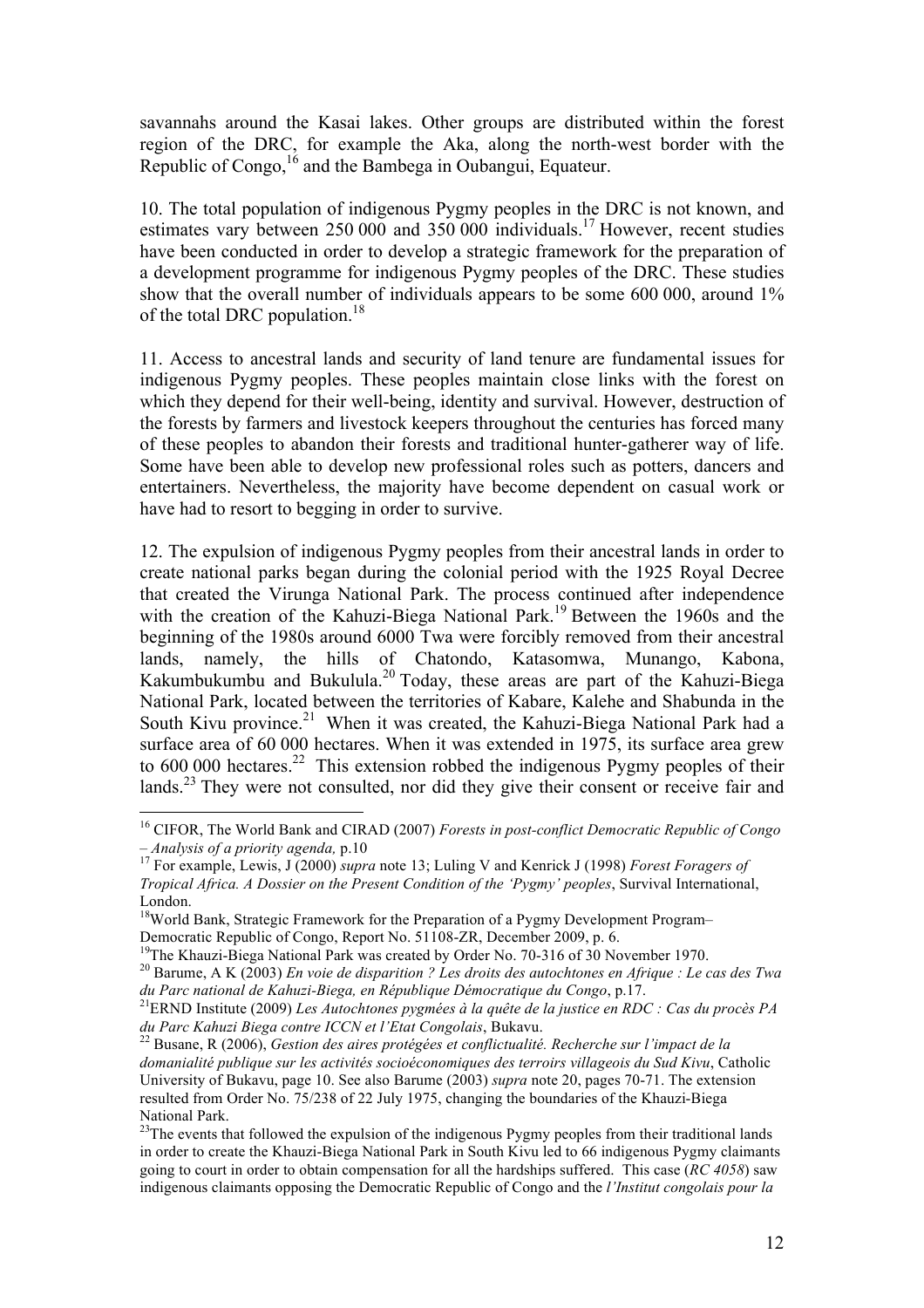savannahs around the Kasai lakes. Other groups are distributed within the forest region of the DRC, for example the Aka, along the north-west border with the Republic of Congo,[16] and the Bambega in Oubangui, Equateur.

10. The total population of indigenous Pygmy peoples in the DRC is not known, and estimates vary between 250 000 and 350 000 individuals.[17] However, recent studies have been conducted in order to develop a strategic framework for the preparation of a development programme for indigenous Pygmy peoples of the DRC. These studies show that the overall number of individuals appears to be some 600 000, around 1% of the total DRC population.[18]

11. Access to ancestral lands and security of land tenure are fundamental issues for indigenous Pygmy peoples. These peoples maintain close links with the forest on which they depend for their well-being, identity and survival. However, destruction of the forests by farmers and livestock keepers throughout the centuries has forced many of these peoples to abandon their forests and traditional hunter-gatherer way of life. Some have been able to develop new professional roles such as potters, dancers and entertainers. Nevertheless, the majority have become dependent on casual work or have had to resort to begging in order to survive.

12. The expulsion of indigenous Pygmy peoples from their ancestral lands in order to create national parks began during the colonial period with the 1925 Royal Decree that created the Virunga National Park. The process continued after independence with the creation of the Kahuzi-Biega National Park.[19] Between the 1960s and the beginning of the 1980s around 6000 Twa were forcibly removed from their ancestral lands, namely, the hills of Chatondo, Katasomwa, Munango, Kabona, Kakumbukumbu and Bukulula.[20] Today, these areas are part of the Kahuzi-Biega National Park, located between the territories of Kabare, Kalehe and Shabunda in the South Kivu province.[21] When it was created, the Kahuzi-Biega National Park had a surface area of 60 000 hectares. When it was extended in 1975, its surface area grew to 600 000 hectares.[22] This extension robbed the indigenous Pygmy peoples of their lands.[23] They were not consulted, nor did they give their consent or receive fair and

---

[16] CIFOR, The World Bank and CIRAD (2007) *Forests in post-conflict Democratic Republic of Congo – Analysis of a priority agenda,* p.10

[17] For example, Lewis, J (2000) *supra* note 13; Luling V and Kenrick J (1998) *Forest Foragers of Tropical Africa. A Dossier on the Present Condition of the 'Pygmy' peoples*, Survival International, London.

[18] World Bank, Strategic Framework for the Preparation of a Pygmy Development Program– Democratic Republic of Congo, Report No. 51108-ZR, December 2009, p. 6.

[19] The Khauzi-Biega National Park was created by Order No. 70-316 of 30 November 1970.

[20] Barume, A K (2003) *En voie de disparition ? Les droits des autochtones en Afrique : Le cas des Twa du Parc national de Kahuzi-Biega, en République Démocratique du Congo*, p.17.

[21] ERND Institute (2009) *Les Autochtones pygmées à la quête de la justice en RDC : Cas du procès PA du Parc Kahuzi Biega contre ICCN et l'Etat Congolais*, Bukavu.

[22] Busane, R (2006), *Gestion des aires protégées et conflictualité. Recherche sur l'impact de la domanialité publique sur les activités socioéconomiques des terroirs villageois du Sud Kivu*, Catholic University of Bukavu, page 10. See also Barume (2003) *supra* note 20, pages 70-71. The extension resulted from Order No. 75/238 of 22 July 1975, changing the boundaries of the Khauzi-Biega National Park.

[23] The events that followed the expulsion of the indigenous Pygmy peoples from their traditional lands in order to create the Khauzi-Biega National Park in South Kivu led to 66 indigenous Pygmy claimants going to court in order to obtain compensation for all the hardships suffered. This case (*RC 4058*) saw indigenous claimants opposing the Democratic Republic of Congo and the *l'Institut congolais pour la*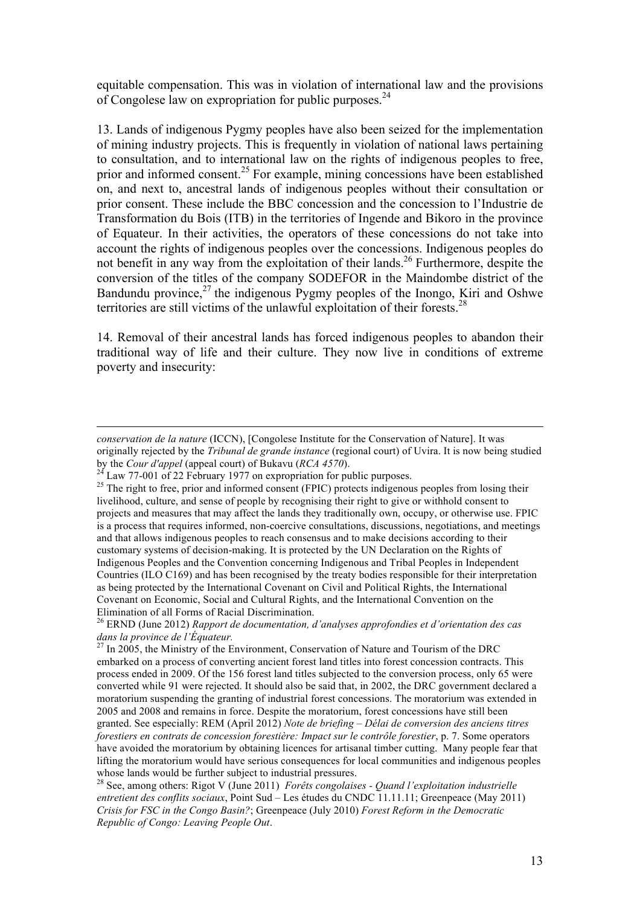equitable compensation. This was in violation of international law and the provisions of Congolese law on expropriation for public purposes.[24]

13. Lands of indigenous Pygmy peoples have also been seized for the implementation of mining industry projects. This is frequently in violation of national laws pertaining to consultation, and to international law on the rights of indigenous peoples to free, prior and informed consent.[25] For example, mining concessions have been established on, and next to, ancestral lands of indigenous peoples without their consultation or prior consent. These include the BBC concession and the concession to l'Industrie de Transformation du Bois (ITB) in the territories of Ingende and Bikoro in the province of Equateur. In their activities, the operators of these concessions do not take into account the rights of indigenous peoples over the concessions. Indigenous peoples do not benefit in any way from the exploitation of their lands.[26] Furthermore, despite the conversion of the titles of the company SODEFOR in the Maindombe district of the Bandundu province,[27] the indigenous Pygmy peoples of the Inongo, Kiri and Oshwe territories are still victims of the unlawful exploitation of their forests.[28]

14. Removal of their ancestral lands has forced indigenous peoples to abandon their traditional way of life and their culture. They now live in conditions of extreme poverty and insecurity:

---

*conservation de la nature* (ICCN), [Congolese Institute for the Conservation of Nature]. It was originally rejected by the *Tribunal de grande instance* (regional court) of Uvira. It is now being studied by the *Cour d'appel* (appeal court) of Bukavu (*RCA 4570*).

[24] Law 77-001 of 22 February 1977 on expropriation for public purposes.

[25] The right to free, prior and informed consent (FPIC) protects indigenous peoples from losing their livelihood, culture, and sense of people by recognising their right to give or withhold consent to projects and measures that may affect the lands they traditionally own, occupy, or otherwise use. FPIC is a process that requires informed, non-coercive consultations, discussions, negotiations, and meetings and that allows indigenous peoples to reach consensus and to make decisions according to their customary systems of decision-making. It is protected by the UN Declaration on the Rights of Indigenous Peoples and the Convention concerning Indigenous and Tribal Peoples in Independent Countries (ILO C169) and has been recognised by the treaty bodies responsible for their interpretation as being protected by the International Covenant on Civil and Political Rights, the International Covenant on Economic, Social and Cultural Rights, and the International Convention on the Elimination of all Forms of Racial Discrimination.

[26] ERND (June 2012) *Rapport de documentation, d'analyses approfondies et d'orientation des cas dans la province de l'Équateur.*

[27] In 2005, the Ministry of the Environment, Conservation of Nature and Tourism of the DRC embarked on a process of converting ancient forest land titles into forest concession contracts. This process ended in 2009. Of the 156 forest land titles subjected to the conversion process, only 65 were converted while 91 were rejected. It should also be said that, in 2002, the DRC government declared a moratorium suspending the granting of industrial forest concessions. The moratorium was extended in 2005 and 2008 and remains in force. Despite the moratorium, forest concessions have still been granted. See especially: REM (April 2012) *Note de briefing – Délai de conversion des anciens titres forestiers en contrats de concession forestière: Impact sur le contrôle forestier*, p. 7. Some operators have avoided the moratorium by obtaining licences for artisanal timber cutting. Many people fear that lifting the moratorium would have serious consequences for local communities and indigenous peoples whose lands would be further subject to industrial pressures.

[28] See, among others: Rigot V (June 2011) *Forêts congolaises - Quand l'exploitation industrielle entretient des conflits sociaux*, Point Sud – Les études du CNDC 11.11.11; Greenpeace (May 2011) *Crisis for FSC in the Congo Basin?*; Greenpeace (July 2010) *Forest Reform in the Democratic Republic of Congo: Leaving People Out*.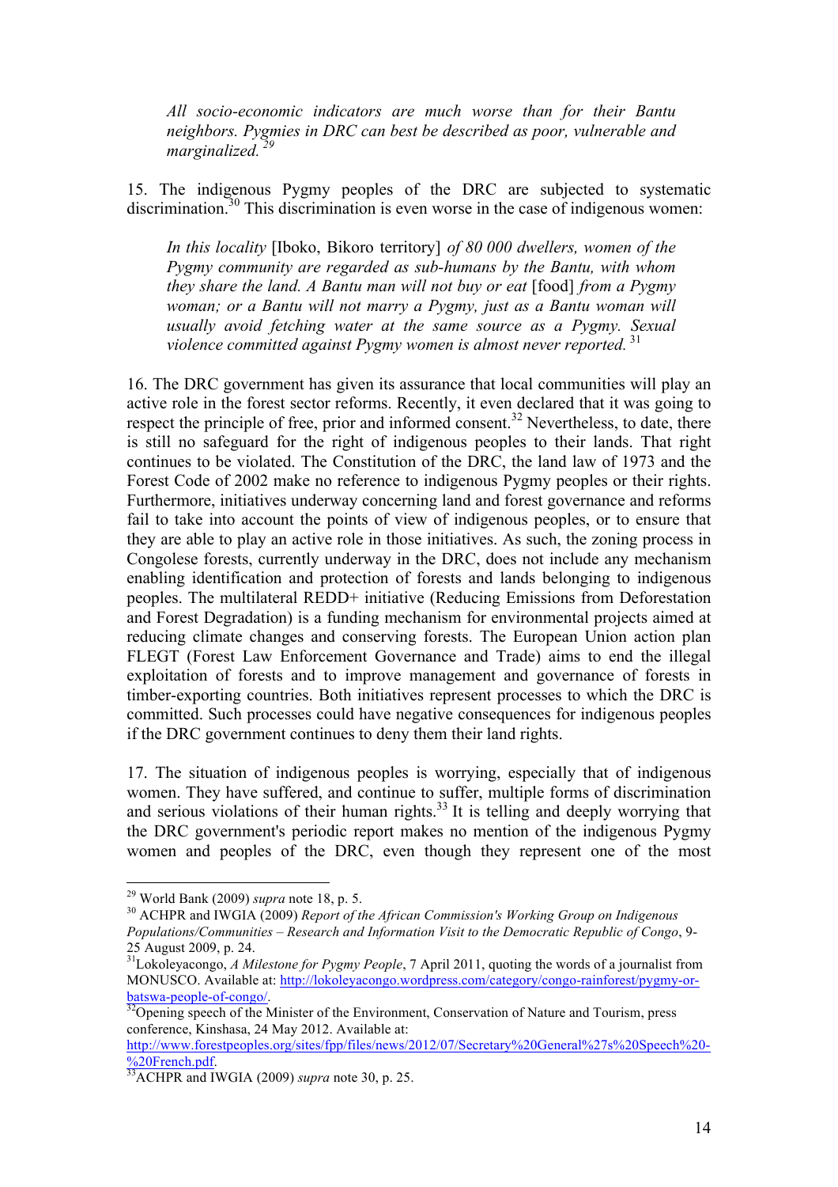> *All socio-economic indicators are much worse than for their Bantu neighbors. Pygmies in DRC can best be described as poor, vulnerable and marginalized.* [29]

15. The indigenous Pygmy peoples of the DRC are subjected to systematic discrimination.[30] This discrimination is even worse in the case of indigenous women:

> *In this locality* [Iboko, Bikoro territory] *of 80 000 dwellers, women of the Pygmy community are regarded as sub-humans by the Bantu, with whom they share the land. A Bantu man will not buy or eat* [food] *from a Pygmy woman; or a Bantu will not marry a Pygmy, just as a Bantu woman will usually avoid fetching water at the same source as a Pygmy. Sexual violence committed against Pygmy women is almost never reported.* [31]

16. The DRC government has given its assurance that local communities will play an active role in the forest sector reforms. Recently, it even declared that it was going to respect the principle of free, prior and informed consent.[32] Nevertheless, to date, there is still no safeguard for the right of indigenous peoples to their lands. That right continues to be violated. The Constitution of the DRC, the land law of 1973 and the Forest Code of 2002 make no reference to indigenous Pygmy peoples or their rights. Furthermore, initiatives underway concerning land and forest governance and reforms fail to take into account the points of view of indigenous peoples, or to ensure that they are able to play an active role in those initiatives. As such, the zoning process in Congolese forests, currently underway in the DRC, does not include any mechanism enabling identification and protection of forests and lands belonging to indigenous peoples. The multilateral REDD+ initiative (Reducing Emissions from Deforestation and Forest Degradation) is a funding mechanism for environmental projects aimed at reducing climate changes and conserving forests. The European Union action plan FLEGT (Forest Law Enforcement Governance and Trade) aims to end the illegal exploitation of forests and to improve management and governance of forests in timber-exporting countries. Both initiatives represent processes to which the DRC is committed. Such processes could have negative consequences for indigenous peoples if the DRC government continues to deny them their land rights.

17. The situation of indigenous peoples is worrying, especially that of indigenous women. They have suffered, and continue to suffer, multiple forms of discrimination and serious violations of their human rights.[33] It is telling and deeply worrying that the DRC government's periodic report makes no mention of the indigenous Pygmy women and peoples of the DRC, even though they represent one of the most

---

[29] World Bank (2009) *supra* note 18, p. 5.

[30] ACHPR and IWGIA (2009) *Report of the African Commission's Working Group on Indigenous Populations/Communities – Research and Information Visit to the Democratic Republic of Congo*, 9-25 August 2009, p. 24.

[31] Lokoleyacongo, *A Milestone for Pygmy People*, 7 April 2011, quoting the words of a journalist from MONUSCO. Available at: http://lokoleyacongo.wordpress.com/category/congo-rainforest/pygmy-or-batswa-people-of-congo/.

[32] Opening speech of the Minister of the Environment, Conservation of Nature and Tourism, press conference, Kinshasa, 24 May 2012. Available at: http://www.forestpeoples.org/sites/fpp/files/news/2012/07/Secretary%20General%27s%20Speech%20-%20French.pdf.

[33] ACHPR and IWGIA (2009) *supra* note 30, p. 25.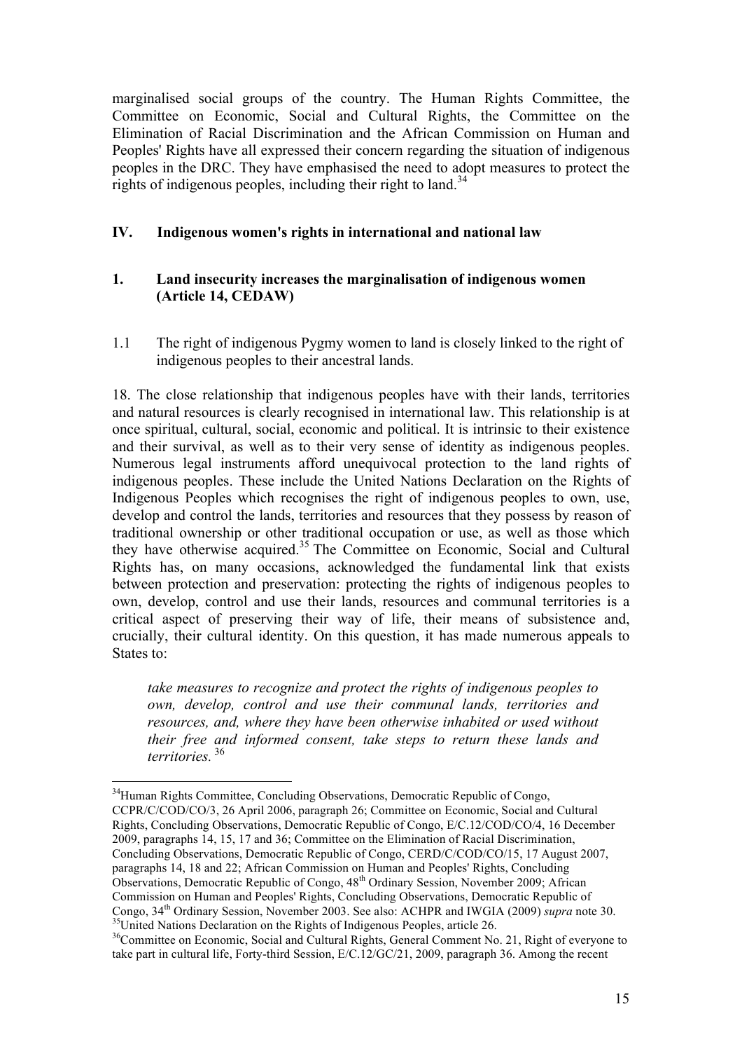marginalised social groups of the country. The Human Rights Committee, the Committee on Economic, Social and Cultural Rights, the Committee on the Elimination of Racial Discrimination and the African Commission on Human and Peoples' Rights have all expressed their concern regarding the situation of indigenous peoples in the DRC. They have emphasised the need to adopt measures to protect the rights of indigenous peoples, including their right to land.[34]

## IV. Indigenous women's rights in international and national law

### 1. Land insecurity increases the marginalisation of indigenous women (Article 14, CEDAW)

1.1 The right of indigenous Pygmy women to land is closely linked to the right of indigenous peoples to their ancestral lands.

18. The close relationship that indigenous peoples have with their lands, territories and natural resources is clearly recognised in international law. This relationship is at once spiritual, cultural, social, economic and political. It is intrinsic to their existence and their survival, as well as to their very sense of identity as indigenous peoples. Numerous legal instruments afford unequivocal protection to the land rights of indigenous peoples. These include the United Nations Declaration on the Rights of Indigenous Peoples which recognises the right of indigenous peoples to own, use, develop and control the lands, territories and resources that they possess by reason of traditional ownership or other traditional occupation or use, as well as those which they have otherwise acquired.[35] The Committee on Economic, Social and Cultural Rights has, on many occasions, acknowledged the fundamental link that exists between protection and preservation: protecting the rights of indigenous peoples to own, develop, control and use their lands, resources and communal territories is a critical aspect of preserving their way of life, their means of subsistence and, crucially, their cultural identity. On this question, it has made numerous appeals to States to:

> *take measures to recognize and protect the rights of indigenous peoples to own, develop, control and use their communal lands, territories and resources, and, where they have been otherwise inhabited or used without their free and informed consent, take steps to return these lands and territories.* [36]

---

[34] Human Rights Committee, Concluding Observations, Democratic Republic of Congo, CCPR/C/COD/CO/3, 26 April 2006, paragraph 26; Committee on Economic, Social and Cultural Rights, Concluding Observations, Democratic Republic of Congo, E/C.12/COD/CO/4, 16 December 2009, paragraphs 14, 15, 17 and 36; Committee on the Elimination of Racial Discrimination, Concluding Observations, Democratic Republic of Congo, CERD/C/COD/CO/15, 17 August 2007, paragraphs 14, 18 and 22; African Commission on Human and Peoples' Rights, Concluding Observations, Democratic Republic of Congo, 48th Ordinary Session, November 2009; African Commission on Human and Peoples' Rights, Concluding Observations, Democratic Republic of Congo, 34th Ordinary Session, November 2003. See also: ACHPR and IWGIA (2009) *supra* note 30.

[35] United Nations Declaration on the Rights of Indigenous Peoples, article 26.

[36] Committee on Economic, Social and Cultural Rights, General Comment No. 21, Right of everyone to take part in cultural life, Forty-third Session, E/C.12/GC/21, 2009, paragraph 36. Among the recent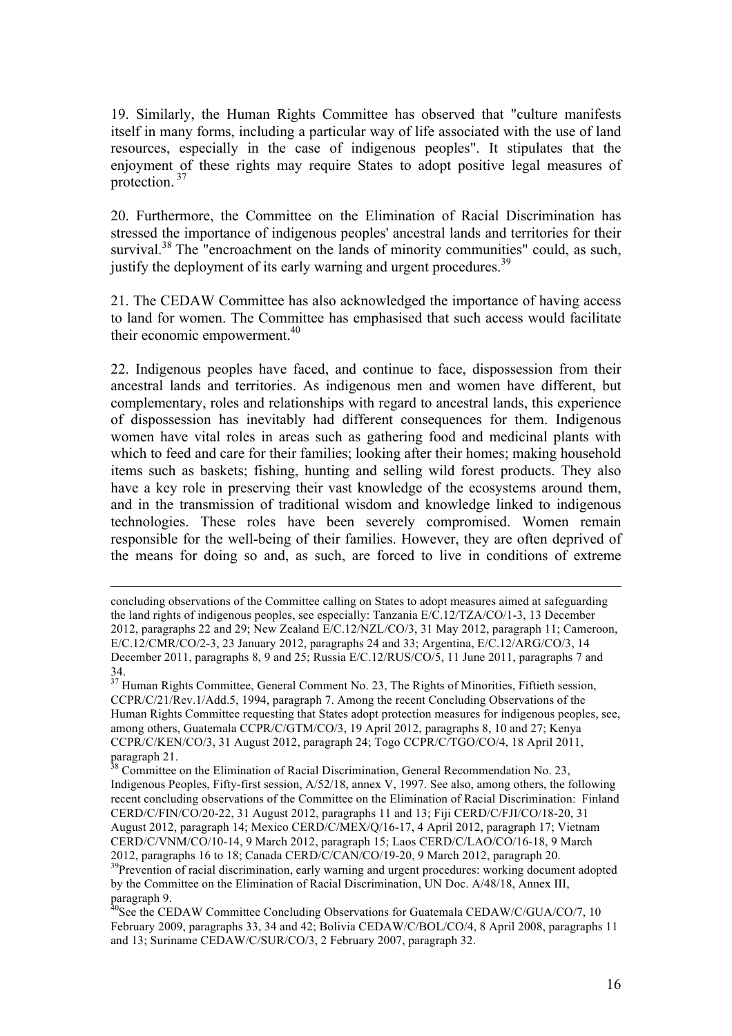19. Similarly, the Human Rights Committee has observed that "culture manifests itself in many forms, including a particular way of life associated with the use of land resources, especially in the case of indigenous peoples". It stipulates that the enjoyment of these rights may require States to adopt positive legal measures of protection. [37]

20. Furthermore, the Committee on the Elimination of Racial Discrimination has stressed the importance of indigenous peoples' ancestral lands and territories for their survival.[38] The "encroachment on the lands of minority communities" could, as such, justify the deployment of its early warning and urgent procedures.[39]

21. The CEDAW Committee has also acknowledged the importance of having access to land for women. The Committee has emphasised that such access would facilitate their economic empowerment.[40]

22. Indigenous peoples have faced, and continue to face, dispossession from their ancestral lands and territories. As indigenous men and women have different, but complementary, roles and relationships with regard to ancestral lands, this experience of dispossession has inevitably had different consequences for them. Indigenous women have vital roles in areas such as gathering food and medicinal plants with which to feed and care for their families; looking after their homes; making household items such as baskets; fishing, hunting and selling wild forest products. They also have a key role in preserving their vast knowledge of the ecosystems around them, and in the transmission of traditional wisdom and knowledge linked to indigenous technologies. These roles have been severely compromised. Women remain responsible for the well-being of their families. However, they are often deprived of the means for doing so and, as such, are forced to live in conditions of extreme

---

concluding observations of the Committee calling on States to adopt measures aimed at safeguarding the land rights of indigenous peoples, see especially: Tanzania E/C.12/TZA/CO/1-3, 13 December 2012, paragraphs 22 and 29; New Zealand E/C.12/NZL/CO/3, 31 May 2012, paragraph 11; Cameroon, E/C.12/CMR/CO/2-3, 23 January 2012, paragraphs 24 and 33; Argentina, E/C.12/ARG/CO/3, 14 December 2011, paragraphs 8, 9 and 25; Russia E/C.12/RUS/CO/5, 11 June 2011, paragraphs 7 and 34.

[37] Human Rights Committee, General Comment No. 23, The Rights of Minorities, Fiftieth session, CCPR/C/21/Rev.1/Add.5, 1994, paragraph 7. Among the recent Concluding Observations of the Human Rights Committee requesting that States adopt protection measures for indigenous peoples, see, among others, Guatemala CCPR/C/GTM/CO/3, 19 April 2012, paragraphs 8, 10 and 27; Kenya CCPR/C/KEN/CO/3, 31 August 2012, paragraph 24; Togo CCPR/C/TGO/CO/4, 18 April 2011, paragraph 21.

[38] Committee on the Elimination of Racial Discrimination, General Recommendation No. 23, Indigenous Peoples, Fifty-first session, A/52/18, annex V, 1997. See also, among others, the following recent concluding observations of the Committee on the Elimination of Racial Discrimination: Finland CERD/C/FIN/CO/20-22, 31 August 2012, paragraphs 11 and 13; Fiji CERD/C/FJI/CO/18-20, 31 August 2012, paragraph 14; Mexico CERD/C/MEX/Q/16-17, 4 April 2012, paragraph 17; Vietnam CERD/C/VNM/CO/10-14, 9 March 2012, paragraph 15; Laos CERD/C/LAO/CO/16-18, 9 March 2012, paragraphs 16 to 18; Canada CERD/C/CAN/CO/19-20, 9 March 2012, paragraph 20.

[39] Prevention of racial discrimination, early warning and urgent procedures: working document adopted by the Committee on the Elimination of Racial Discrimination, UN Doc. A/48/18, Annex III, paragraph 9.

[40] See the CEDAW Committee Concluding Observations for Guatemala CEDAW/C/GUA/CO/7, 10 February 2009, paragraphs 33, 34 and 42; Bolivia CEDAW/C/BOL/CO/4, 8 April 2008, paragraphs 11 and 13; Suriname CEDAW/C/SUR/CO/3, 2 February 2007, paragraph 32.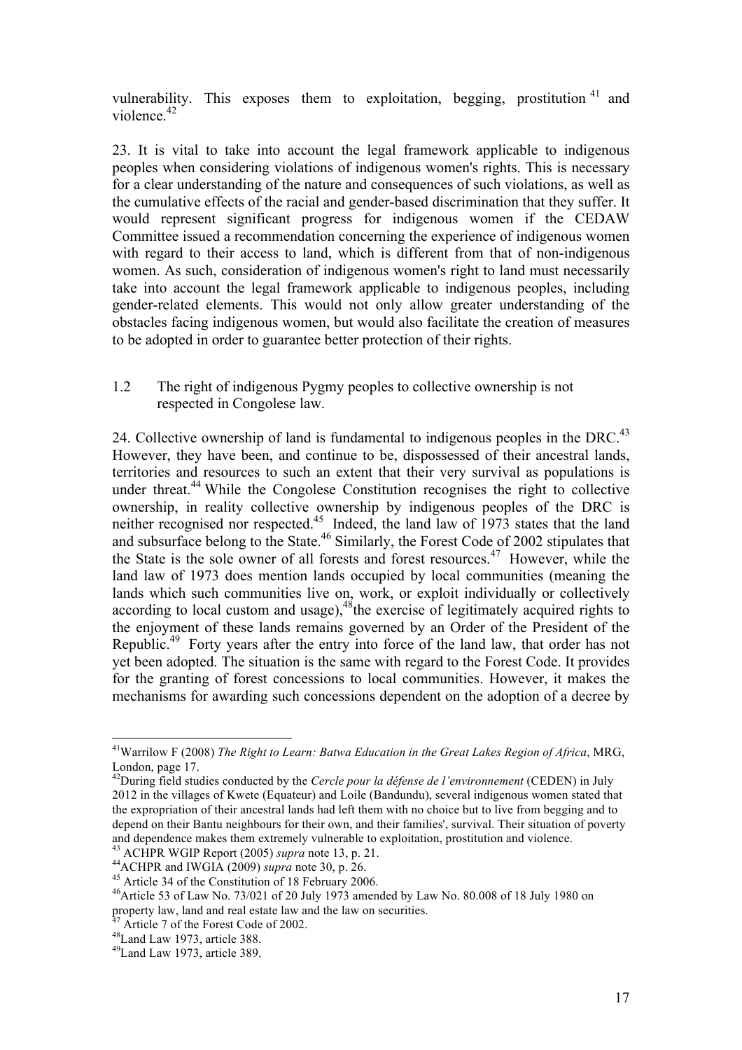vulnerability. This exposes them to exploitation, begging, prostitution [41] and violence.[42]

23. It is vital to take into account the legal framework applicable to indigenous peoples when considering violations of indigenous women's rights. This is necessary for a clear understanding of the nature and consequences of such violations, as well as the cumulative effects of the racial and gender-based discrimination that they suffer. It would represent significant progress for indigenous women if the CEDAW Committee issued a recommendation concerning the experience of indigenous women with regard to their access to land, which is different from that of non-indigenous women. As such, consideration of indigenous women's right to land must necessarily take into account the legal framework applicable to indigenous peoples, including gender-related elements. This would not only allow greater understanding of the obstacles facing indigenous women, but would also facilitate the creation of measures to be adopted in order to guarantee better protection of their rights.

### 1.2 The right of indigenous Pygmy peoples to collective ownership is not respected in Congolese law.

24. Collective ownership of land is fundamental to indigenous peoples in the DRC.[43] However, they have been, and continue to be, dispossessed of their ancestral lands, territories and resources to such an extent that their very survival as populations is under threat.[44] While the Congolese Constitution recognises the right to collective ownership, in reality collective ownership by indigenous peoples of the DRC is neither recognised nor respected.[45] Indeed, the land law of 1973 states that the land and subsurface belong to the State.[46] Similarly, the Forest Code of 2002 stipulates that the State is the sole owner of all forests and forest resources.[47] However, while the land law of 1973 does mention lands occupied by local communities (meaning the lands which such communities live on, work, or exploit individually or collectively according to local custom and usage),[48] the exercise of legitimately acquired rights to the enjoyment of these lands remains governed by an Order of the President of the Republic.[49] Forty years after the entry into force of the land law, that order has not yet been adopted. The situation is the same with regard to the Forest Code. It provides for the granting of forest concessions to local communities. However, it makes the mechanisms for awarding such concessions dependent on the adoption of a decree by

---

[41] Warrilow F (2008) *The Right to Learn: Batwa Education in the Great Lakes Region of Africa*, MRG, London, page 17.

[42] During field studies conducted by the *Cercle pour la défense de l'environnement* (CEDEN) in July 2012 in the villages of Kwete (Equateur) and Loile (Bandundu), several indigenous women stated that the expropriation of their ancestral lands had left them with no choice but to live from begging and to depend on their Bantu neighbours for their own, and their families', survival. Their situation of poverty and dependence makes them extremely vulnerable to exploitation, prostitution and violence.

[43] ACHPR WGIP Report (2005) *supra* note 13, p. 21.

[44] ACHPR and IWGIA (2009) *supra* note 30, p. 26.

[45] Article 34 of the Constitution of 18 February 2006.

[46] Article 53 of Law No. 73/021 of 20 July 1973 amended by Law No. 80.008 of 18 July 1980 on property law, land and real estate law and the law on securities.

[47] Article 7 of the Forest Code of 2002.

[48] Land Law 1973, article 388.

[49] Land Law 1973, article 389.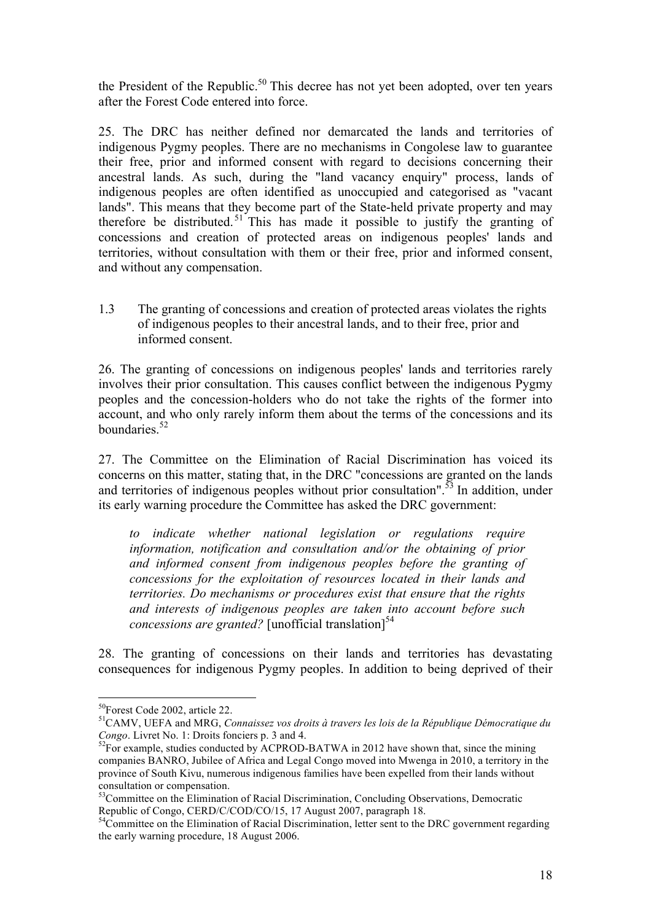the President of the Republic.[50] This decree has not yet been adopted, over ten years after the Forest Code entered into force.

25. The DRC has neither defined nor demarcated the lands and territories of indigenous Pygmy peoples. There are no mechanisms in Congolese law to guarantee their free, prior and informed consent with regard to decisions concerning their ancestral lands. As such, during the "land vacancy enquiry" process, lands of indigenous peoples are often identified as unoccupied and categorised as "vacant lands". This means that they become part of the State-held private property and may therefore be distributed.[51] This has made it possible to justify the granting of concessions and creation of protected areas on indigenous peoples' lands and territories, without consultation with them or their free, prior and informed consent, and without any compensation.

### 1.3 The granting of concessions and creation of protected areas violates the rights of indigenous peoples to their ancestral lands, and to their free, prior and informed consent.

26. The granting of concessions on indigenous peoples' lands and territories rarely involves their prior consultation. This causes conflict between the indigenous Pygmy peoples and the concession-holders who do not take the rights of the former into account, and who only rarely inform them about the terms of the concessions and its boundaries.[52]

27. The Committee on the Elimination of Racial Discrimination has voiced its concerns on this matter, stating that, in the DRC "concessions are granted on the lands and territories of indigenous peoples without prior consultation".[53] In addition, under its early warning procedure the Committee has asked the DRC government:

> *to indicate whether national legislation or regulations require information, notification and consultation and/or the obtaining of prior and informed consent from indigenous peoples before the granting of concessions for the exploitation of resources located in their lands and territories. Do mechanisms or procedures exist that ensure that the rights and interests of indigenous peoples are taken into account before such concessions are granted?* [unofficial translation][54]

28. The granting of concessions on their lands and territories has devastating consequences for indigenous Pygmy peoples. In addition to being deprived of their

---

[50] Forest Code 2002, article 22.

[51] CAMV, UEFA and MRG, *Connaissez vos droits à travers les lois de la République Démocratique du Congo*. Livret No. 1: Droits fonciers p. 3 and 4.

[52] For example, studies conducted by ACPROD-BATWA in 2012 have shown that, since the mining companies BANRO, Jubilee of Africa and Legal Congo moved into Mwenga in 2010, a territory in the province of South Kivu, numerous indigenous families have been expelled from their lands without consultation or compensation.

[53] Committee on the Elimination of Racial Discrimination, Concluding Observations, Democratic Republic of Congo, CERD/C/COD/CO/15, 17 August 2007, paragraph 18.

[54] Committee on the Elimination of Racial Discrimination, letter sent to the DRC government regarding the early warning procedure, 18 August 2006.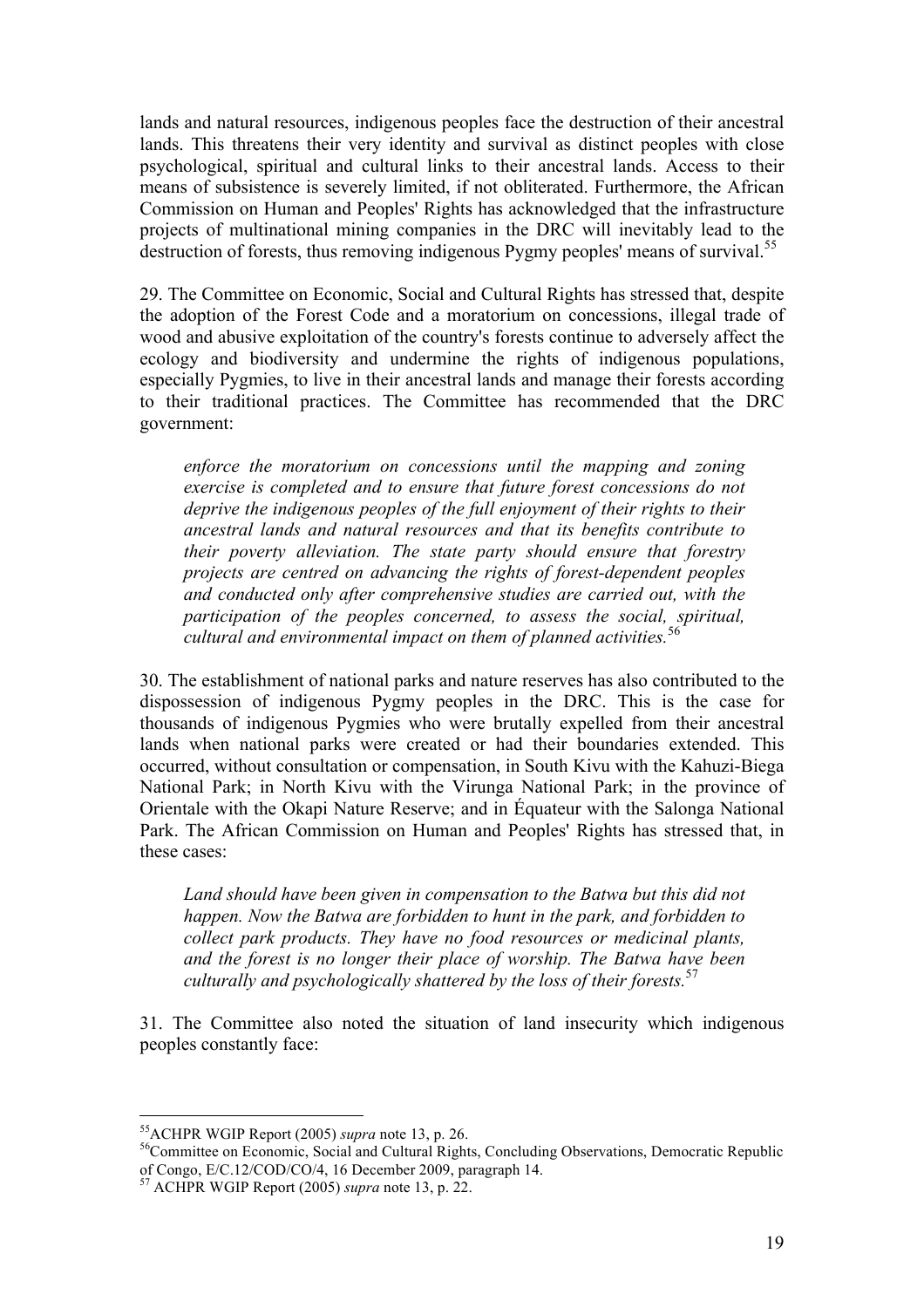lands and natural resources, indigenous peoples face the destruction of their ancestral lands. This threatens their very identity and survival as distinct peoples with close psychological, spiritual and cultural links to their ancestral lands. Access to their means of subsistence is severely limited, if not obliterated. Furthermore, the African Commission on Human and Peoples' Rights has acknowledged that the infrastructure projects of multinational mining companies in the DRC will inevitably lead to the destruction of forests, thus removing indigenous Pygmy peoples' means of survival.[55]

29. The Committee on Economic, Social and Cultural Rights has stressed that, despite the adoption of the Forest Code and a moratorium on concessions, illegal trade of wood and abusive exploitation of the country's forests continue to adversely affect the ecology and biodiversity and undermine the rights of indigenous populations, especially Pygmies, to live in their ancestral lands and manage their forests according to their traditional practices. The Committee has recommended that the DRC government:

> *enforce the moratorium on concessions until the mapping and zoning exercise is completed and to ensure that future forest concessions do not deprive the indigenous peoples of the full enjoyment of their rights to their ancestral lands and natural resources and that its benefits contribute to their poverty alleviation. The state party should ensure that forestry projects are centred on advancing the rights of forest-dependent peoples and conducted only after comprehensive studies are carried out, with the participation of the peoples concerned, to assess the social, spiritual, cultural and environmental impact on them of planned activities.*[56]

30. The establishment of national parks and nature reserves has also contributed to the dispossession of indigenous Pygmy peoples in the DRC. This is the case for thousands of indigenous Pygmies who were brutally expelled from their ancestral lands when national parks were created or had their boundaries extended. This occurred, without consultation or compensation, in South Kivu with the Kahuzi-Biega National Park; in North Kivu with the Virunga National Park; in the province of Orientale with the Okapi Nature Reserve; and in Équateur with the Salonga National Park. The African Commission on Human and Peoples' Rights has stressed that, in these cases:

> *Land should have been given in compensation to the Batwa but this did not happen. Now the Batwa are forbidden to hunt in the park, and forbidden to collect park products. They have no food resources or medicinal plants, and the forest is no longer their place of worship. The Batwa have been culturally and psychologically shattered by the loss of their forests.*[57]

31. The Committee also noted the situation of land insecurity which indigenous peoples constantly face:

---

[55] ACHPR WGIP Report (2005) *supra* note 13, p. 26.

[56] Committee on Economic, Social and Cultural Rights, Concluding Observations, Democratic Republic of Congo, E/C.12/COD/CO/4, 16 December 2009, paragraph 14.

[57] ACHPR WGIP Report (2005) *supra* note 13, p. 22.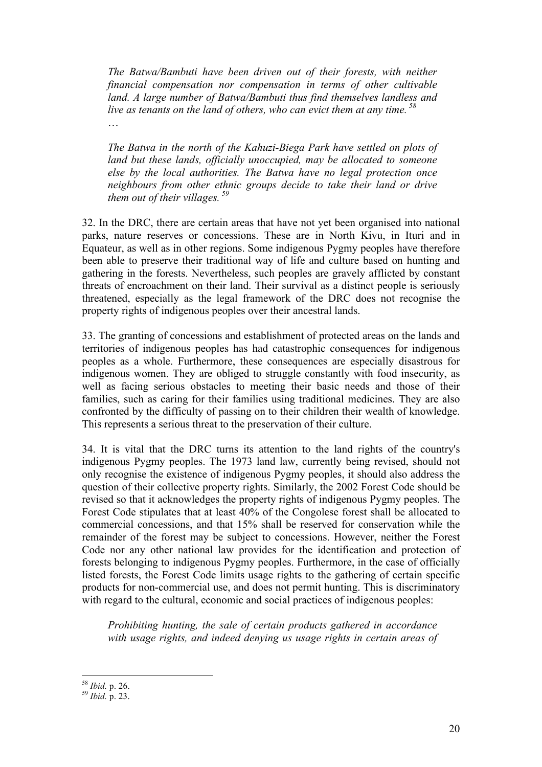> *The Batwa/Bambuti have been driven out of their forests, with neither financial compensation nor compensation in terms of other cultivable land. A large number of Batwa/Bambuti thus find themselves landless and live as tenants on the land of others, who can evict them at any time.*[58]
>
> …
>
> *The Batwa in the north of the Kahuzi-Biega Park have settled on plots of land but these lands, officially unoccupied, may be allocated to someone else by the local authorities. The Batwa have no legal protection once neighbours from other ethnic groups decide to take their land or drive them out of their villages.*[59]

32. In the DRC, there are certain areas that have not yet been organised into national parks, nature reserves or concessions. These are in North Kivu, in Ituri and in Equateur, as well as in other regions. Some indigenous Pygmy peoples have therefore been able to preserve their traditional way of life and culture based on hunting and gathering in the forests. Nevertheless, such peoples are gravely afflicted by constant threats of encroachment on their land. Their survival as a distinct people is seriously threatened, especially as the legal framework of the DRC does not recognise the property rights of indigenous peoples over their ancestral lands.

33. The granting of concessions and establishment of protected areas on the lands and territories of indigenous peoples has had catastrophic consequences for indigenous peoples as a whole. Furthermore, these consequences are especially disastrous for indigenous women. They are obliged to struggle constantly with food insecurity, as well as facing serious obstacles to meeting their basic needs and those of their families, such as caring for their families using traditional medicines. They are also confronted by the difficulty of passing on to their children their wealth of knowledge. This represents a serious threat to the preservation of their culture.

34. It is vital that the DRC turns its attention to the land rights of the country's indigenous Pygmy peoples. The 1973 land law, currently being revised, should not only recognise the existence of indigenous Pygmy peoples, it should also address the question of their collective property rights. Similarly, the 2002 Forest Code should be revised so that it acknowledges the property rights of indigenous Pygmy peoples. The Forest Code stipulates that at least 40% of the Congolese forest shall be allocated to commercial concessions, and that 15% shall be reserved for conservation while the remainder of the forest may be subject to concessions. However, neither the Forest Code nor any other national law provides for the identification and protection of forests belonging to indigenous Pygmy peoples. Furthermore, in the case of officially listed forests, the Forest Code limits usage rights to the gathering of certain specific products for non-commercial use, and does not permit hunting. This is discriminatory with regard to the cultural, economic and social practices of indigenous peoples:

> *Prohibiting hunting, the sale of certain products gathered in accordance with usage rights, and indeed denying us usage rights in certain areas of*

---

[58] *Ibid.* p. 26.

[59] *Ibid.* p. 23.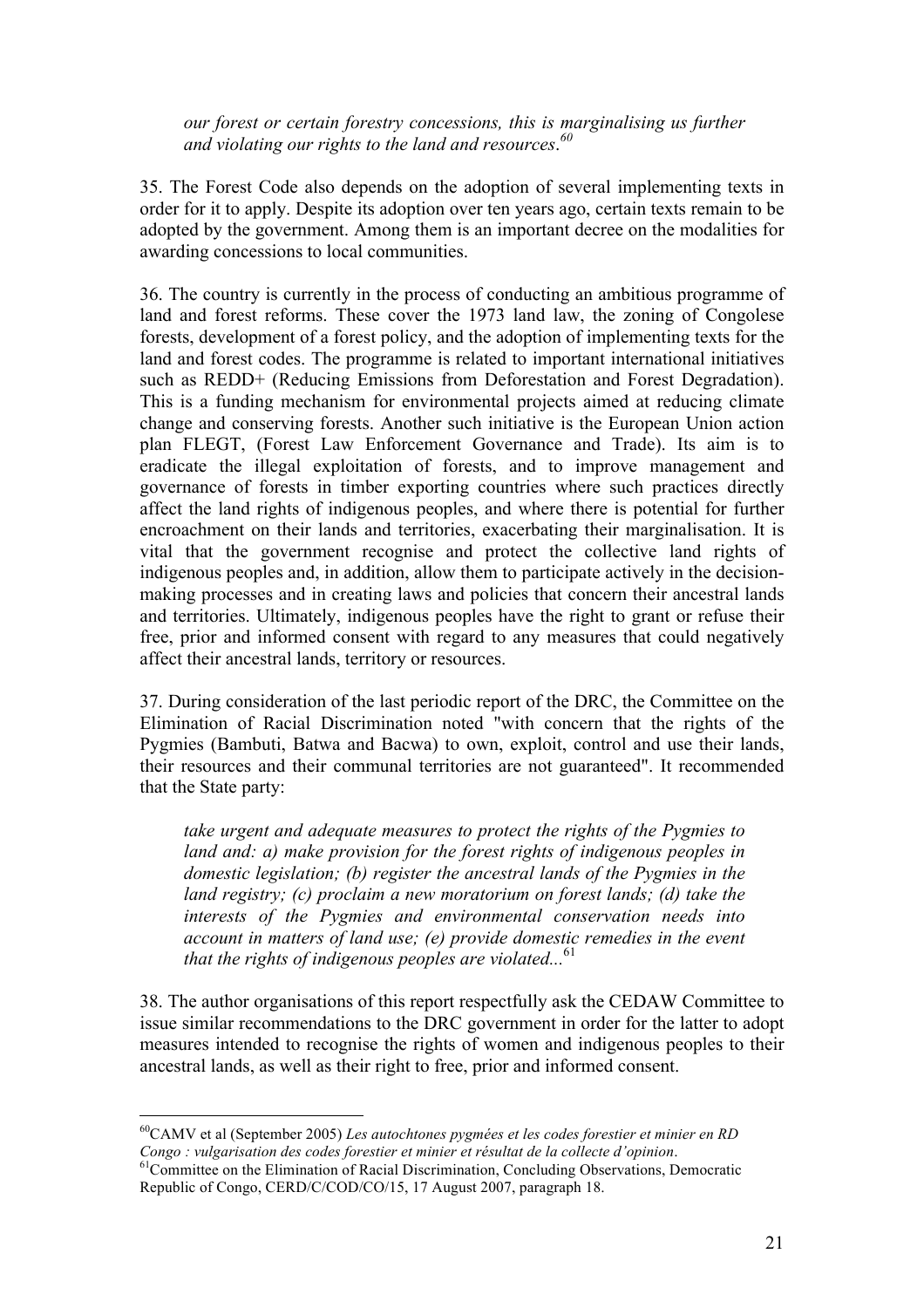*our forest or certain forestry concessions, this is marginalising us further and violating our rights to the land and resources*.[60]

35. The Forest Code also depends on the adoption of several implementing texts in order for it to apply. Despite its adoption over ten years ago, certain texts remain to be adopted by the government. Among them is an important decree on the modalities for awarding concessions to local communities.

36. The country is currently in the process of conducting an ambitious programme of land and forest reforms. These cover the 1973 land law, the zoning of Congolese forests, development of a forest policy, and the adoption of implementing texts for the land and forest codes. The programme is related to important international initiatives such as REDD+ (Reducing Emissions from Deforestation and Forest Degradation). This is a funding mechanism for environmental projects aimed at reducing climate change and conserving forests. Another such initiative is the European Union action plan FLEGT, (Forest Law Enforcement Governance and Trade). Its aim is to eradicate the illegal exploitation of forests, and to improve management and governance of forests in timber exporting countries where such practices directly affect the land rights of indigenous peoples, and where there is potential for further encroachment on their lands and territories, exacerbating their marginalisation. It is vital that the government recognise and protect the collective land rights of indigenous peoples and, in addition, allow them to participate actively in the decision-making processes and in creating laws and policies that concern their ancestral lands and territories. Ultimately, indigenous peoples have the right to grant or refuse their free, prior and informed consent with regard to any measures that could negatively affect their ancestral lands, territory or resources.

37. During consideration of the last periodic report of the DRC, the Committee on the Elimination of Racial Discrimination noted "with concern that the rights of the Pygmies (Bambuti, Batwa and Bacwa) to own, exploit, control and use their lands, their resources and their communal territories are not guaranteed". It recommended that the State party:

> *take urgent and adequate measures to protect the rights of the Pygmies to land and: a) make provision for the forest rights of indigenous peoples in domestic legislation; (b) register the ancestral lands of the Pygmies in the land registry; (c) proclaim a new moratorium on forest lands; (d) take the interests of the Pygmies and environmental conservation needs into account in matters of land use; (e) provide domestic remedies in the event that the rights of indigenous peoples are violated...*[61]

38. The author organisations of this report respectfully ask the CEDAW Committee to issue similar recommendations to the DRC government in order for the latter to adopt measures intended to recognise the rights of women and indigenous peoples to their ancestral lands, as well as their right to free, prior and informed consent.

---

[60] CAMV et al (September 2005) *Les autochtones pygmées et les codes forestier et minier en RD Congo : vulgarisation des codes forestier et minier et résultat de la collecte d'opinion*.

[61] Committee on the Elimination of Racial Discrimination, Concluding Observations, Democratic Republic of Congo, CERD/C/COD/CO/15, 17 August 2007, paragraph 18.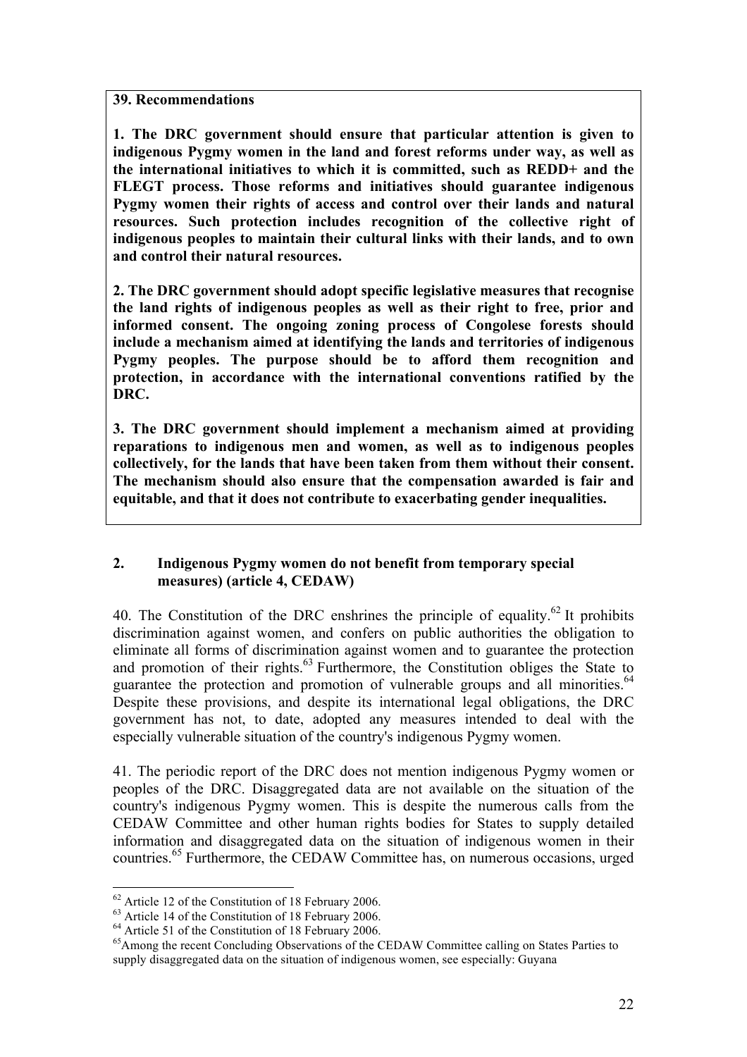**39. Recommendations**

**1. The DRC government should ensure that particular attention is given to indigenous Pygmy women in the land and forest reforms under way, as well as the international initiatives to which it is committed, such as REDD+ and the FLEGT process. Those reforms and initiatives should guarantee indigenous Pygmy women their rights of access and control over their lands and natural resources. Such protection includes recognition of the collective right of indigenous peoples to maintain their cultural links with their lands, and to own and control their natural resources.**

**2. The DRC government should adopt specific legislative measures that recognise the land rights of indigenous peoples as well as their right to free, prior and informed consent. The ongoing zoning process of Congolese forests should include a mechanism aimed at identifying the lands and territories of indigenous Pygmy peoples. The purpose should be to afford them recognition and protection, in accordance with the international conventions ratified by the DRC.**

**3. The DRC government should implement a mechanism aimed at providing reparations to indigenous men and women, as well as to indigenous peoples collectively, for the lands that have been taken from them without their consent. The mechanism should also ensure that the compensation awarded is fair and equitable, and that it does not contribute to exacerbating gender inequalities.**

## 2. Indigenous Pygmy women do not benefit from temporary special measures) (article 4, CEDAW)

40. The Constitution of the DRC enshrines the principle of equality.[62] It prohibits discrimination against women, and confers on public authorities the obligation to eliminate all forms of discrimination against women and to guarantee the protection and promotion of their rights.[63] Furthermore, the Constitution obliges the State to guarantee the protection and promotion of vulnerable groups and all minorities.[64] Despite these provisions, and despite its international legal obligations, the DRC government has not, to date, adopted any measures intended to deal with the especially vulnerable situation of the country's indigenous Pygmy women.

41. The periodic report of the DRC does not mention indigenous Pygmy women or peoples of the DRC. Disaggregated data are not available on the situation of the country's indigenous Pygmy women. This is despite the numerous calls from the CEDAW Committee and other human rights bodies for States to supply detailed information and disaggregated data on the situation of indigenous women in their countries.[65] Furthermore, the CEDAW Committee has, on numerous occasions, urged

---

[62] Article 12 of the Constitution of 18 February 2006.

[63] Article 14 of the Constitution of 18 February 2006.

[64] Article 51 of the Constitution of 18 February 2006.

[65] Among the recent Concluding Observations of the CEDAW Committee calling on States Parties to supply disaggregated data on the situation of indigenous women, see especially: Guyana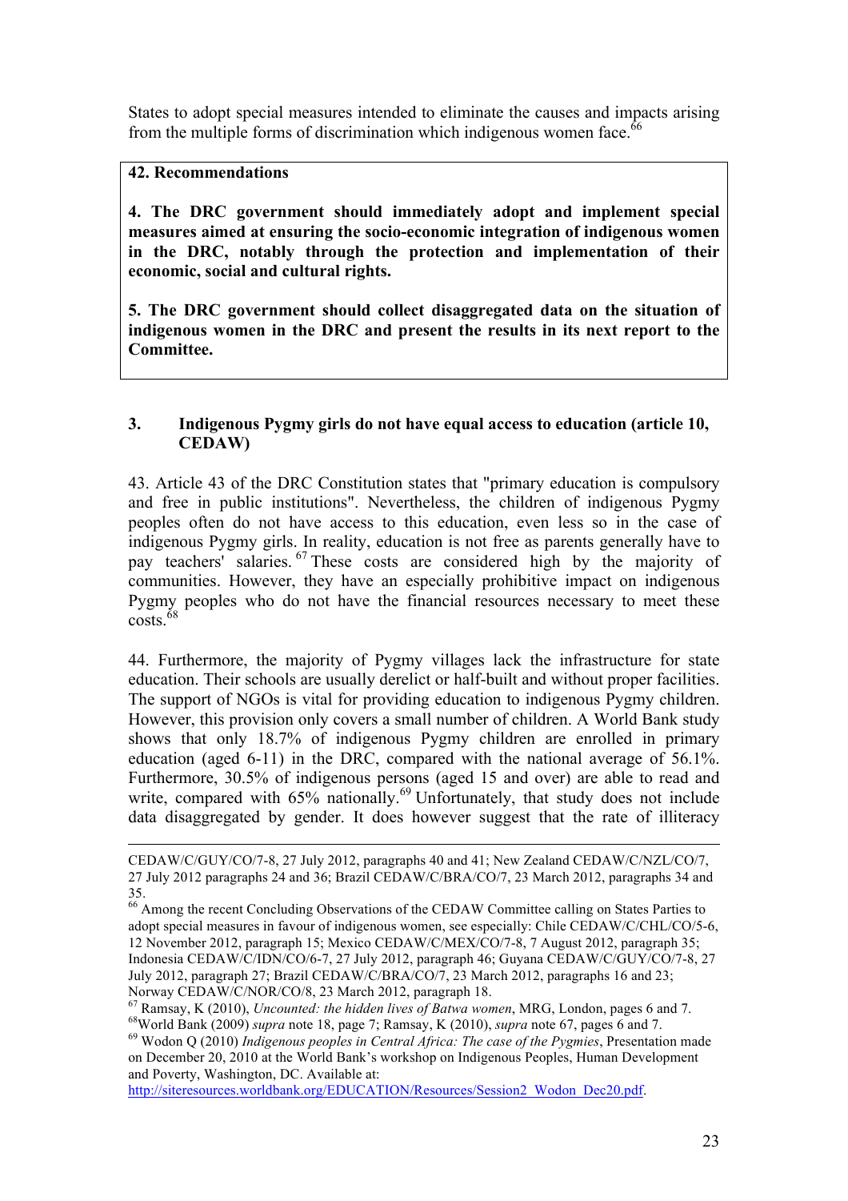States to adopt special measures intended to eliminate the causes and impacts arising from the multiple forms of discrimination which indigenous women face.[66]

**42. Recommendations**

**4. The DRC government should immediately adopt and implement special measures aimed at ensuring the socio-economic integration of indigenous women in the DRC, notably through the protection and implementation of their economic, social and cultural rights.**

**5. The DRC government should collect disaggregated data on the situation of indigenous women in the DRC and present the results in its next report to the Committee.**

### 3. Indigenous Pygmy girls do not have equal access to education (article 10, CEDAW)

43. Article 43 of the DRC Constitution states that "primary education is compulsory and free in public institutions". Nevertheless, the children of indigenous Pygmy peoples often do not have access to this education, even less so in the case of indigenous Pygmy girls. In reality, education is not free as parents generally have to pay teachers' salaries.[67] These costs are considered high by the majority of communities. However, they have an especially prohibitive impact on indigenous Pygmy peoples who do not have the financial resources necessary to meet these costs.[68]

44. Furthermore, the majority of Pygmy villages lack the infrastructure for state education. Their schools are usually derelict or half-built and without proper facilities. The support of NGOs is vital for providing education to indigenous Pygmy children. However, this provision only covers a small number of children. A World Bank study shows that only 18.7% of indigenous Pygmy children are enrolled in primary education (aged 6-11) in the DRC, compared with the national average of 56.1%. Furthermore, 30.5% of indigenous persons (aged 15 and over) are able to read and write, compared with 65% nationally.[69] Unfortunately, that study does not include data disaggregated by gender. It does however suggest that the rate of illiteracy

---

CEDAW/C/GUY/CO/7-8, 27 July 2012, paragraphs 40 and 41; New Zealand CEDAW/C/NZL/CO/7, 27 July 2012 paragraphs 24 and 36; Brazil CEDAW/C/BRA/CO/7, 23 March 2012, paragraphs 34 and 35.

[66] Among the recent Concluding Observations of the CEDAW Committee calling on States Parties to adopt special measures in favour of indigenous women, see especially: Chile CEDAW/C/CHL/CO/5-6, 12 November 2012, paragraph 15; Mexico CEDAW/C/MEX/CO/7-8, 7 August 2012, paragraph 35; Indonesia CEDAW/C/IDN/CO/6-7, 27 July 2012, paragraph 46; Guyana CEDAW/C/GUY/CO/7-8, 27 July 2012, paragraph 27; Brazil CEDAW/C/BRA/CO/7, 23 March 2012, paragraphs 16 and 23; Norway CEDAW/C/NOR/CO/8, 23 March 2012, paragraph 18.

[67] Ramsay, K (2010), *Uncounted: the hidden lives of Batwa women*, MRG, London, pages 6 and 7.

[68] World Bank (2009) *supra* note 18, page 7; Ramsay, K (2010), *supra* note 67, pages 6 and 7.

[69] Wodon Q (2010) *Indigenous peoples in Central Africa: The case of the Pygmies*, Presentation made on December 20, 2010 at the World Bank's workshop on Indigenous Peoples, Human Development and Poverty, Washington, DC. Available at: http://siteresources.worldbank.org/EDUCATION/Resources/Session2_Wodon_Dec20.pdf.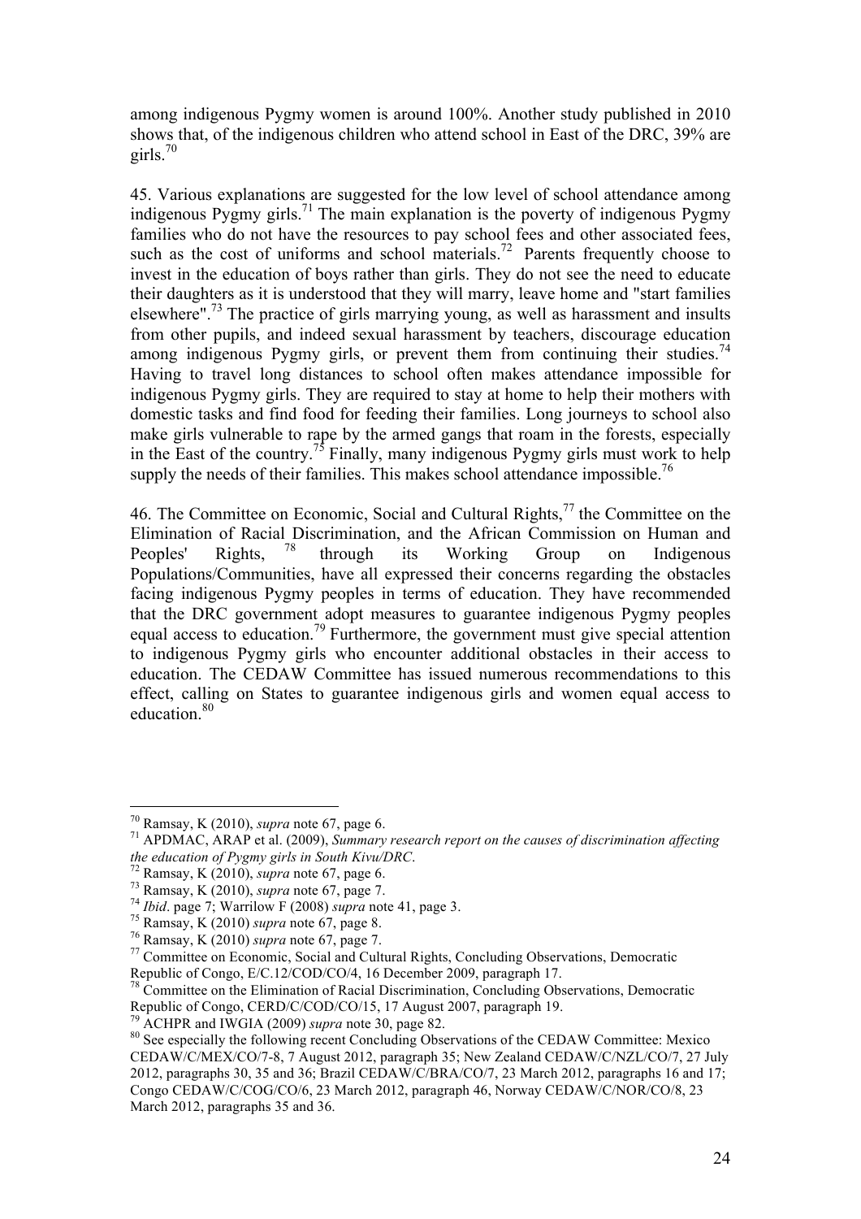among indigenous Pygmy women is around 100%. Another study published in 2010 shows that, of the indigenous children who attend school in East of the DRC, 39% are girls.[70]

45. Various explanations are suggested for the low level of school attendance among indigenous Pygmy girls.[71] The main explanation is the poverty of indigenous Pygmy families who do not have the resources to pay school fees and other associated fees, such as the cost of uniforms and school materials.[72] Parents frequently choose to invest in the education of boys rather than girls. They do not see the need to educate their daughters as it is understood that they will marry, leave home and "start families elsewhere".[73] The practice of girls marrying young, as well as harassment and insults from other pupils, and indeed sexual harassment by teachers, discourage education among indigenous Pygmy girls, or prevent them from continuing their studies.[74] Having to travel long distances to school often makes attendance impossible for indigenous Pygmy girls. They are required to stay at home to help their mothers with domestic tasks and find food for feeding their families. Long journeys to school also make girls vulnerable to rape by the armed gangs that roam in the forests, especially in the East of the country.[75] Finally, many indigenous Pygmy girls must work to help supply the needs of their families. This makes school attendance impossible.[76]

46. The Committee on Economic, Social and Cultural Rights,[77] the Committee on the Elimination of Racial Discrimination, and the African Commission on Human and Peoples' Rights, [78] through its Working Group on Indigenous Populations/Communities, have all expressed their concerns regarding the obstacles facing indigenous Pygmy peoples in terms of education. They have recommended that the DRC government adopt measures to guarantee indigenous Pygmy peoples equal access to education.[79] Furthermore, the government must give special attention to indigenous Pygmy girls who encounter additional obstacles in their access to education. The CEDAW Committee has issued numerous recommendations to this effect, calling on States to guarantee indigenous girls and women equal access to education.[80]

---

[70] Ramsay, K (2010), *supra* note 67, page 6.

[71] APDMAC, ARAP et al. (2009), *Summary research report on the causes of discrimination affecting the education of Pygmy girls in South Kivu/DRC*.

[72] Ramsay, K (2010), *supra* note 67, page 6.

[73] Ramsay, K (2010), *supra* note 67, page 7.

[74] *Ibid*. page 7; Warrilow F (2008) *supra* note 41, page 3.

[75] Ramsay, K (2010) *supra* note 67, page 8.

[76] Ramsay, K (2010) *supra* note 67, page 7.

[77] Committee on Economic, Social and Cultural Rights, Concluding Observations, Democratic Republic of Congo, E/C.12/COD/CO/4, 16 December 2009, paragraph 17.

[78] Committee on the Elimination of Racial Discrimination, Concluding Observations, Democratic Republic of Congo, CERD/C/COD/CO/15, 17 August 2007, paragraph 19.

[79] ACHPR and IWGIA (2009) *supra* note 30, page 82.

[80] See especially the following recent Concluding Observations of the CEDAW Committee: Mexico CEDAW/C/MEX/CO/7-8, 7 August 2012, paragraph 35; New Zealand CEDAW/C/NZL/CO/7, 27 July 2012, paragraphs 30, 35 and 36; Brazil CEDAW/C/BRA/CO/7, 23 March 2012, paragraphs 16 and 17; Congo CEDAW/C/COG/CO/6, 23 March 2012, paragraph 46, Norway CEDAW/C/NOR/CO/8, 23 March 2012, paragraphs 35 and 36.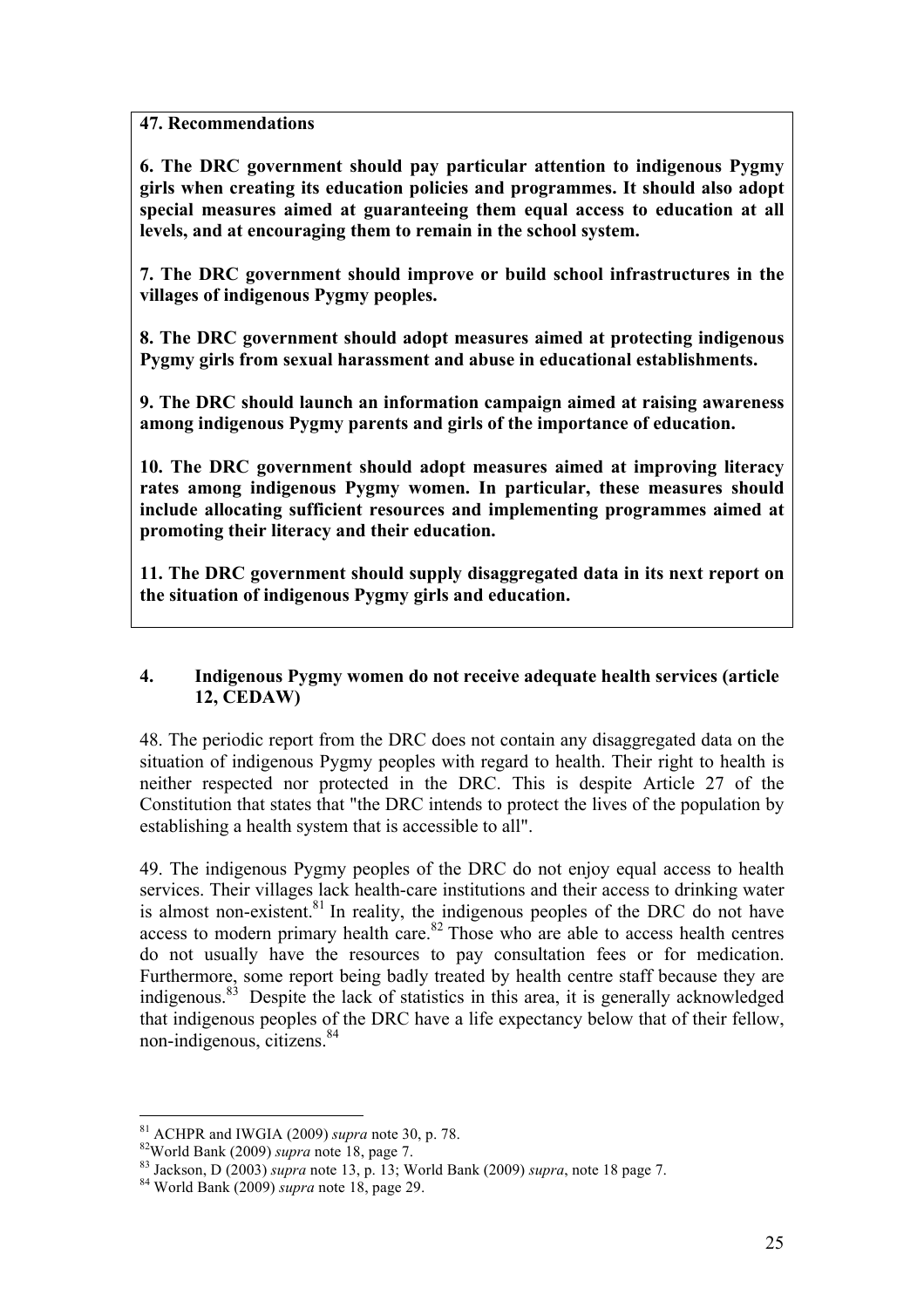**47. Recommendations**

**6. The DRC government should pay particular attention to indigenous Pygmy girls when creating its education policies and programmes. It should also adopt special measures aimed at guaranteeing them equal access to education at all levels, and at encouraging them to remain in the school system.**

**7. The DRC government should improve or build school infrastructures in the villages of indigenous Pygmy peoples.**

**8. The DRC government should adopt measures aimed at protecting indigenous Pygmy girls from sexual harassment and abuse in educational establishments.**

**9. The DRC should launch an information campaign aimed at raising awareness among indigenous Pygmy parents and girls of the importance of education.**

**10. The DRC government should adopt measures aimed at improving literacy rates among indigenous Pygmy women. In particular, these measures should include allocating sufficient resources and implementing programmes aimed at promoting their literacy and their education.**

**11. The DRC government should supply disaggregated data in its next report on the situation of indigenous Pygmy girls and education.**

### 4. Indigenous Pygmy women do not receive adequate health services (article 12, CEDAW)

48. The periodic report from the DRC does not contain any disaggregated data on the situation of indigenous Pygmy peoples with regard to health. Their right to health is neither respected nor protected in the DRC. This is despite Article 27 of the Constitution that states that "the DRC intends to protect the lives of the population by establishing a health system that is accessible to all".

49. The indigenous Pygmy peoples of the DRC do not enjoy equal access to health services. Their villages lack health-care institutions and their access to drinking water is almost non-existent.[81] In reality, the indigenous peoples of the DRC do not have access to modern primary health care.[82] Those who are able to access health centres do not usually have the resources to pay consultation fees or for medication. Furthermore, some report being badly treated by health centre staff because they are indigenous.[83] Despite the lack of statistics in this area, it is generally acknowledged that indigenous peoples of the DRC have a life expectancy below that of their fellow, non-indigenous, citizens.[84]

---

[81] ACHPR and IWGIA (2009) *supra* note 30, p. 78.

[82] World Bank (2009) *supra* note 18, page 7.

[83] Jackson, D (2003) *supra* note 13, p. 13; World Bank (2009) *supra*, note 18 page 7.

[84] World Bank (2009) *supra* note 18, page 29.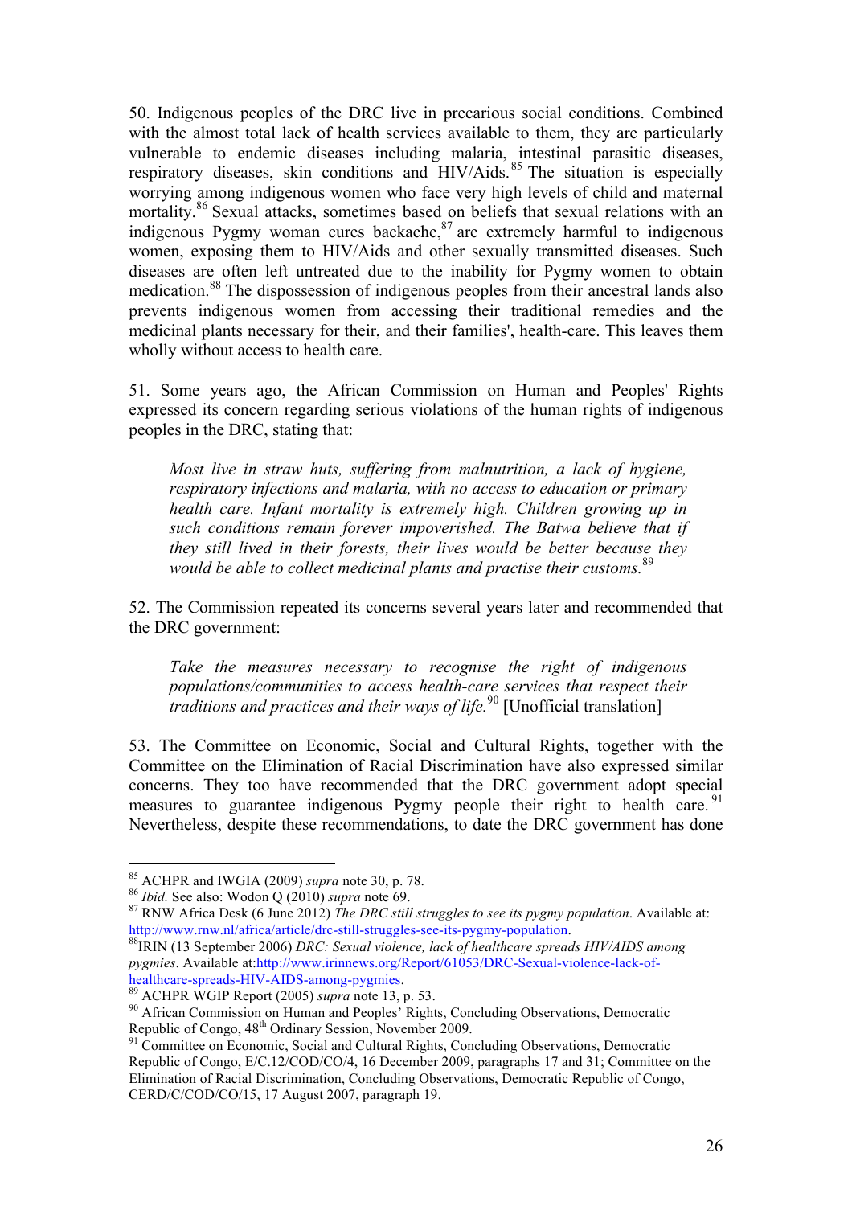50. Indigenous peoples of the DRC live in precarious social conditions. Combined with the almost total lack of health services available to them, they are particularly vulnerable to endemic diseases including malaria, intestinal parasitic diseases, respiratory diseases, skin conditions and HIV/Aids.[85] The situation is especially worrying among indigenous women who face very high levels of child and maternal mortality.[86] Sexual attacks, sometimes based on beliefs that sexual relations with an indigenous Pygmy woman cures backache,[87] are extremely harmful to indigenous women, exposing them to HIV/Aids and other sexually transmitted diseases. Such diseases are often left untreated due to the inability for Pygmy women to obtain medication.[88] The dispossession of indigenous peoples from their ancestral lands also prevents indigenous women from accessing their traditional remedies and the medicinal plants necessary for their, and their families', health-care. This leaves them wholly without access to health care.

51. Some years ago, the African Commission on Human and Peoples' Rights expressed its concern regarding serious violations of the human rights of indigenous peoples in the DRC, stating that:

> *Most live in straw huts, suffering from malnutrition, a lack of hygiene, respiratory infections and malaria, with no access to education or primary health care. Infant mortality is extremely high. Children growing up in such conditions remain forever impoverished. The Batwa believe that if they still lived in their forests, their lives would be better because they would be able to collect medicinal plants and practise their customs.*[89]

52. The Commission repeated its concerns several years later and recommended that the DRC government:

> *Take the measures necessary to recognise the right of indigenous populations/communities to access health-care services that respect their traditions and practices and their ways of life.*[90] [Unofficial translation]

53. The Committee on Economic, Social and Cultural Rights, together with the Committee on the Elimination of Racial Discrimination have also expressed similar concerns. They too have recommended that the DRC government adopt special measures to guarantee indigenous Pygmy people their right to health care.[91] Nevertheless, despite these recommendations, to date the DRC government has done

---

[85] ACHPR and IWGIA (2009) *supra* note 30, p. 78.

[86] *Ibid.* See also: Wodon Q (2010) *supra* note 69.

[87] RNW Africa Desk (6 June 2012) *The DRC still struggles to see its pygmy population*. Available at: http://www.rnw.nl/africa/article/drc-still-struggles-see-its-pygmy-population.

[88] IRIN (13 September 2006) *DRC: Sexual violence, lack of healthcare spreads HIV/AIDS among pygmies*. Available at:http://www.irinnews.org/Report/61053/DRC-Sexual-violence-lack-of-healthcare-spreads-HIV-AIDS-among-pygmies.

[89] ACHPR WGIP Report (2005) *supra* note 13, p. 53.

[90] African Commission on Human and Peoples' Rights, Concluding Observations, Democratic Republic of Congo, 48th Ordinary Session, November 2009.

[91] Committee on Economic, Social and Cultural Rights, Concluding Observations, Democratic Republic of Congo, E/C.12/COD/CO/4, 16 December 2009, paragraphs 17 and 31; Committee on the Elimination of Racial Discrimination, Concluding Observations, Democratic Republic of Congo, CERD/C/COD/CO/15, 17 August 2007, paragraph 19.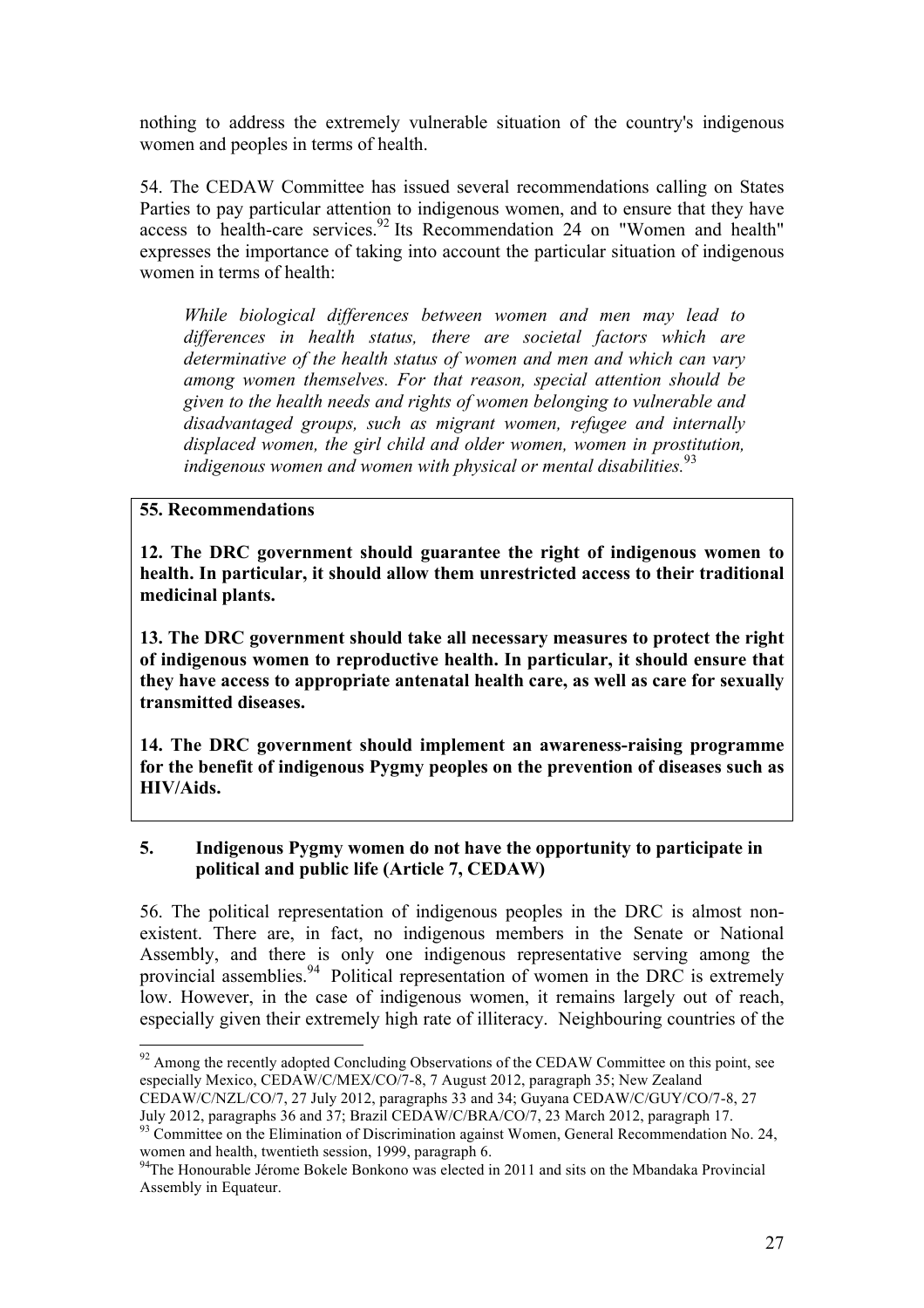nothing to address the extremely vulnerable situation of the country's indigenous women and peoples in terms of health.

54. The CEDAW Committee has issued several recommendations calling on States Parties to pay particular attention to indigenous women, and to ensure that they have access to health-care services.[92] Its Recommendation 24 on "Women and health" expresses the importance of taking into account the particular situation of indigenous women in terms of health:

> *While biological differences between women and men may lead to differences in health status, there are societal factors which are determinative of the health status of women and men and which can vary among women themselves. For that reason, special attention should be given to the health needs and rights of women belonging to vulnerable and disadvantaged groups, such as migrant women, refugee and internally displaced women, the girl child and older women, women in prostitution, indigenous women and women with physical or mental disabilities.*[93]

**55. Recommendations**

**12. The DRC government should guarantee the right of indigenous women to health. In particular, it should allow them unrestricted access to their traditional medicinal plants.**

**13. The DRC government should take all necessary measures to protect the right of indigenous women to reproductive health. In particular, it should ensure that they have access to appropriate antenatal health care, as well as care for sexually transmitted diseases.**

**14. The DRC government should implement an awareness-raising programme for the benefit of indigenous Pygmy peoples on the prevention of diseases such as HIV/Aids.**

### 5. Indigenous Pygmy women do not have the opportunity to participate in political and public life (Article 7, CEDAW)

56. The political representation of indigenous peoples in the DRC is almost non-existent. There are, in fact, no indigenous members in the Senate or National Assembly, and there is only one indigenous representative serving among the provincial assemblies.[94] Political representation of women in the DRC is extremely low. However, in the case of indigenous women, it remains largely out of reach, especially given their extremely high rate of illiteracy. Neighbouring countries of the

---

[92] Among the recently adopted Concluding Observations of the CEDAW Committee on this point, see especially Mexico, CEDAW/C/MEX/CO/7-8, 7 August 2012, paragraph 35; New Zealand CEDAW/C/NZL/CO/7, 27 July 2012, paragraphs 33 and 34; Guyana CEDAW/C/GUY/CO/7-8, 27 July 2012, paragraphs 36 and 37; Brazil CEDAW/C/BRA/CO/7, 23 March 2012, paragraph 17.

[93] Committee on the Elimination of Discrimination against Women, General Recommendation No. 24, women and health, twentieth session, 1999, paragraph 6.

[94] The Honourable Jérome Bokele Bonkono was elected in 2011 and sits on the Mbandaka Provincial Assembly in Equateur.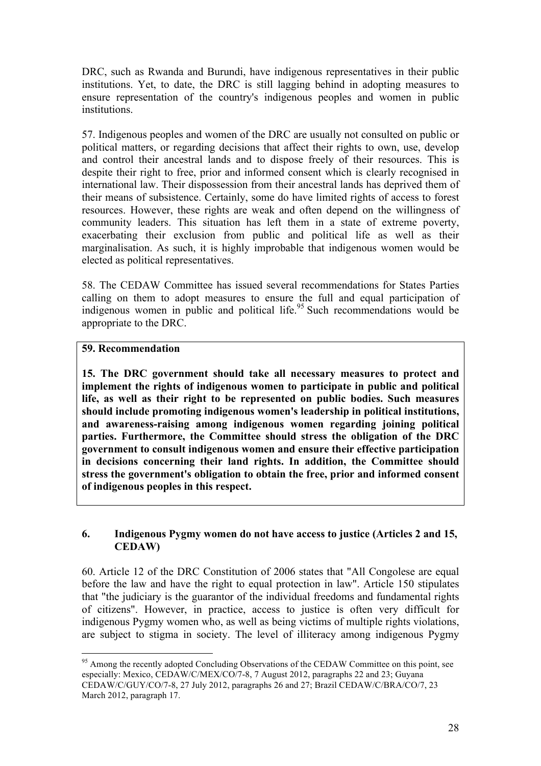DRC, such as Rwanda and Burundi, have indigenous representatives in their public institutions. Yet, to date, the DRC is still lagging behind in adopting measures to ensure representation of the country's indigenous peoples and women in public institutions.

57. Indigenous peoples and women of the DRC are usually not consulted on public or political matters, or regarding decisions that affect their rights to own, use, develop and control their ancestral lands and to dispose freely of their resources. This is despite their right to free, prior and informed consent which is clearly recognised in international law. Their dispossession from their ancestral lands has deprived them of their means of subsistence. Certainly, some do have limited rights of access to forest resources. However, these rights are weak and often depend on the willingness of community leaders. This situation has left them in a state of extreme poverty, exacerbating their exclusion from public and political life as well as their marginalisation. As such, it is highly improbable that indigenous women would be elected as political representatives.

58. The CEDAW Committee has issued several recommendations for States Parties calling on them to adopt measures to ensure the full and equal participation of indigenous women in public and political life.[95] Such recommendations would be appropriate to the DRC.

**59. Recommendation**

**15. The DRC government should take all necessary measures to protect and implement the rights of indigenous women to participate in public and political life, as well as their right to be represented on public bodies. Such measures should include promoting indigenous women's leadership in political institutions, and awareness-raising among indigenous women regarding joining political parties. Furthermore, the Committee should stress the obligation of the DRC government to consult indigenous women and ensure their effective participation in decisions concerning their land rights. In addition, the Committee should stress the government's obligation to obtain the free, prior and informed consent of indigenous peoples in this respect.**

## 6. Indigenous Pygmy women do not have access to justice (Articles 2 and 15, CEDAW)

60. Article 12 of the DRC Constitution of 2006 states that "All Congolese are equal before the law and have the right to equal protection in law". Article 150 stipulates that "the judiciary is the guarantor of the individual freedoms and fundamental rights of citizens". However, in practice, access to justice is often very difficult for indigenous Pygmy women who, as well as being victims of multiple rights violations, are subject to stigma in society. The level of illiteracy among indigenous Pygmy

---

[95] Among the recently adopted Concluding Observations of the CEDAW Committee on this point, see especially: Mexico, CEDAW/C/MEX/CO/7-8, 7 August 2012, paragraphs 22 and 23; Guyana CEDAW/C/GUY/CO/7-8, 27 July 2012, paragraphs 26 and 27; Brazil CEDAW/C/BRA/CO/7, 23 March 2012, paragraph 17.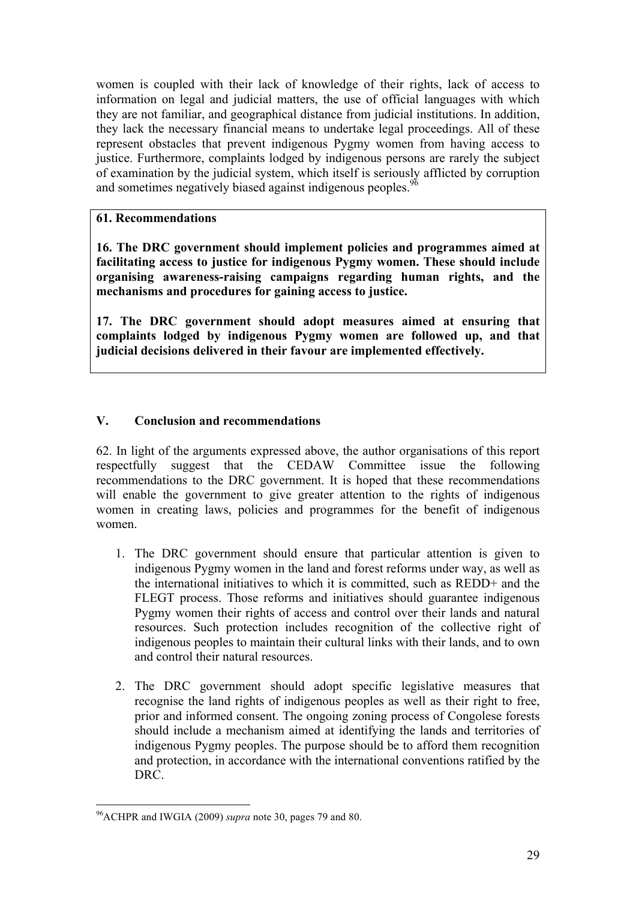women is coupled with their lack of knowledge of their rights, lack of access to information on legal and judicial matters, the use of official languages with which they are not familiar, and geographical distance from judicial institutions. In addition, they lack the necessary financial means to undertake legal proceedings. All of these represent obstacles that prevent indigenous Pygmy women from having access to justice. Furthermore, complaints lodged by indigenous persons are rarely the subject of examination by the judicial system, which itself is seriously afflicted by corruption and sometimes negatively biased against indigenous peoples.[96]

**61. Recommendations**

**16. The DRC government should implement policies and programmes aimed at facilitating access to justice for indigenous Pygmy women. These should include organising awareness-raising campaigns regarding human rights, and the mechanisms and procedures for gaining access to justice.**

**17. The DRC government should adopt measures aimed at ensuring that complaints lodged by indigenous Pygmy women are followed up, and that judicial decisions delivered in their favour are implemented effectively.**

## V. Conclusion and recommendations

62. In light of the arguments expressed above, the author organisations of this report respectfully suggest that the CEDAW Committee issue the following recommendations to the DRC government. It is hoped that these recommendations will enable the government to give greater attention to the rights of indigenous women in creating laws, policies and programmes for the benefit of indigenous women.

1. The DRC government should ensure that particular attention is given to indigenous Pygmy women in the land and forest reforms under way, as well as the international initiatives to which it is committed, such as REDD+ and the FLEGT process. Those reforms and initiatives should guarantee indigenous Pygmy women their rights of access and control over their lands and natural resources. Such protection includes recognition of the collective right of indigenous peoples to maintain their cultural links with their lands, and to own and control their natural resources.

2. The DRC government should adopt specific legislative measures that recognise the land rights of indigenous peoples as well as their right to free, prior and informed consent. The ongoing zoning process of Congolese forests should include a mechanism aimed at identifying the lands and territories of indigenous Pygmy peoples. The purpose should be to afford them recognition and protection, in accordance with the international conventions ratified by the DRC.

---

[96] ACHPR and IWGIA (2009) *supra* note 30, pages 79 and 80.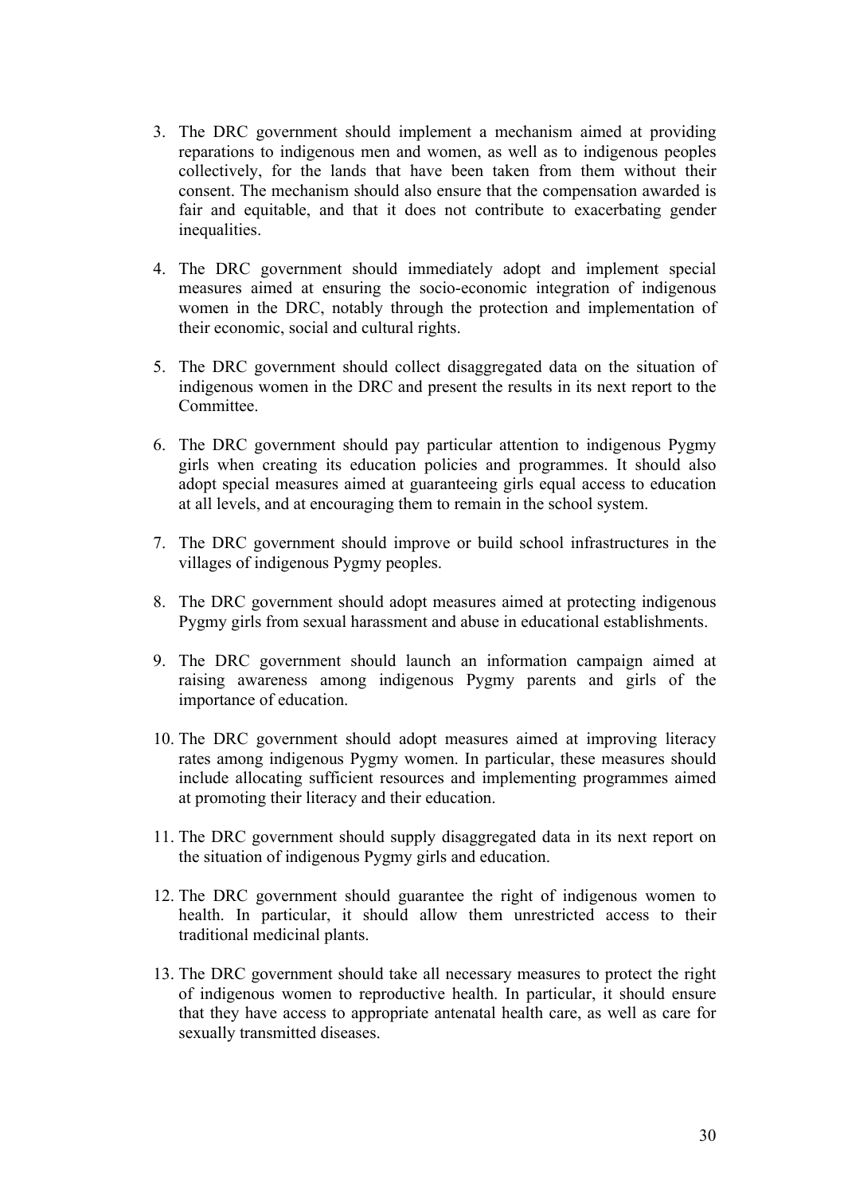3. The DRC government should implement a mechanism aimed at providing reparations to indigenous men and women, as well as to indigenous peoples collectively, for the lands that have been taken from them without their consent. The mechanism should also ensure that the compensation awarded is fair and equitable, and that it does not contribute to exacerbating gender inequalities.

4. The DRC government should immediately adopt and implement special measures aimed at ensuring the socio-economic integration of indigenous women in the DRC, notably through the protection and implementation of their economic, social and cultural rights.

5. The DRC government should collect disaggregated data on the situation of indigenous women in the DRC and present the results in its next report to the Committee.

6. The DRC government should pay particular attention to indigenous Pygmy girls when creating its education policies and programmes. It should also adopt special measures aimed at guaranteeing girls equal access to education at all levels, and at encouraging them to remain in the school system.

7. The DRC government should improve or build school infrastructures in the villages of indigenous Pygmy peoples.

8. The DRC government should adopt measures aimed at protecting indigenous Pygmy girls from sexual harassment and abuse in educational establishments.

9. The DRC government should launch an information campaign aimed at raising awareness among indigenous Pygmy parents and girls of the importance of education.

10. The DRC government should adopt measures aimed at improving literacy rates among indigenous Pygmy women. In particular, these measures should include allocating sufficient resources and implementing programmes aimed at promoting their literacy and their education.

11. The DRC government should supply disaggregated data in its next report on the situation of indigenous Pygmy girls and education.

12. The DRC government should guarantee the right of indigenous women to health. In particular, it should allow them unrestricted access to their traditional medicinal plants.

13. The DRC government should take all necessary measures to protect the right of indigenous women to reproductive health. In particular, it should ensure that they have access to appropriate antenatal health care, as well as care for sexually transmitted diseases.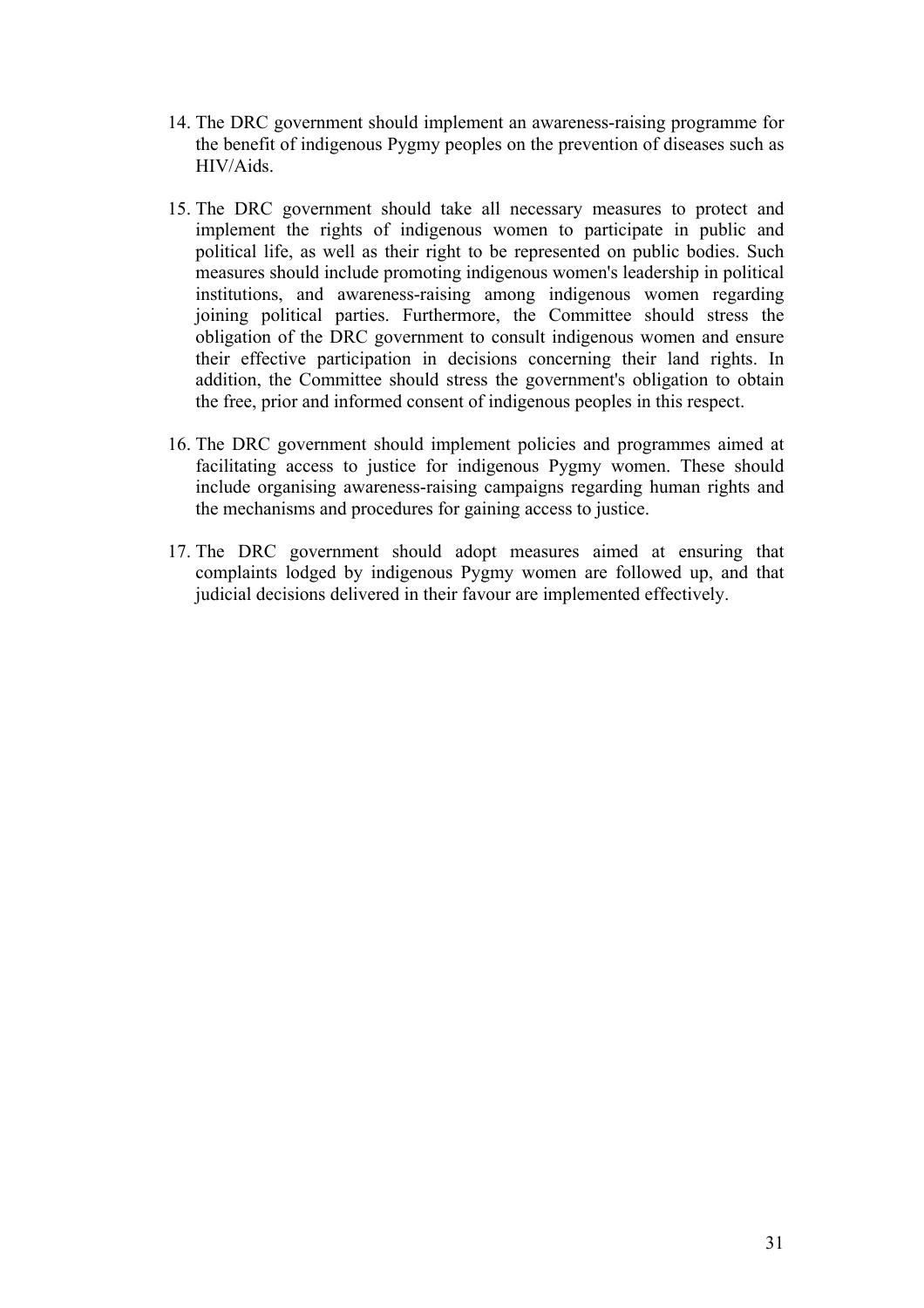14. The DRC government should implement an awareness-raising programme for the benefit of indigenous Pygmy peoples on the prevention of diseases such as HIV/Aids.

15. The DRC government should take all necessary measures to protect and implement the rights of indigenous women to participate in public and political life, as well as their right to be represented on public bodies. Such measures should include promoting indigenous women's leadership in political institutions, and awareness-raising among indigenous women regarding joining political parties. Furthermore, the Committee should stress the obligation of the DRC government to consult indigenous women and ensure their effective participation in decisions concerning their land rights. In addition, the Committee should stress the government's obligation to obtain the free, prior and informed consent of indigenous peoples in this respect.

16. The DRC government should implement policies and programmes aimed at facilitating access to justice for indigenous Pygmy women. These should include organising awareness-raising campaigns regarding human rights and the mechanisms and procedures for gaining access to justice.

17. The DRC government should adopt measures aimed at ensuring that complaints lodged by indigenous Pygmy women are followed up, and that judicial decisions delivered in their favour are implemented effectively.